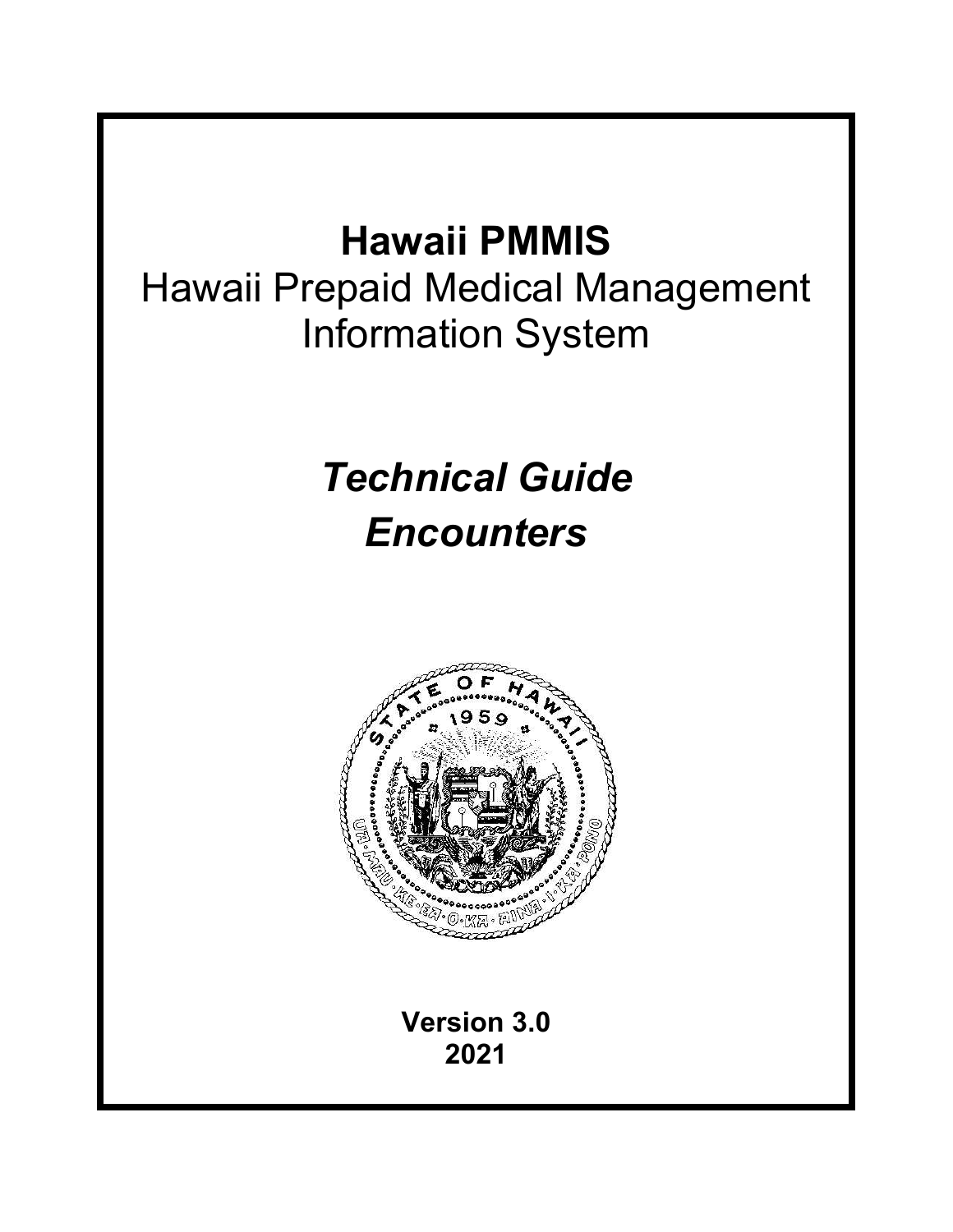# Hawaii PMMIS

Hawaii Prepaid Medical Management Information System

## *Technical Guide*

## *Encounters*

**Version 3.0**

**2021**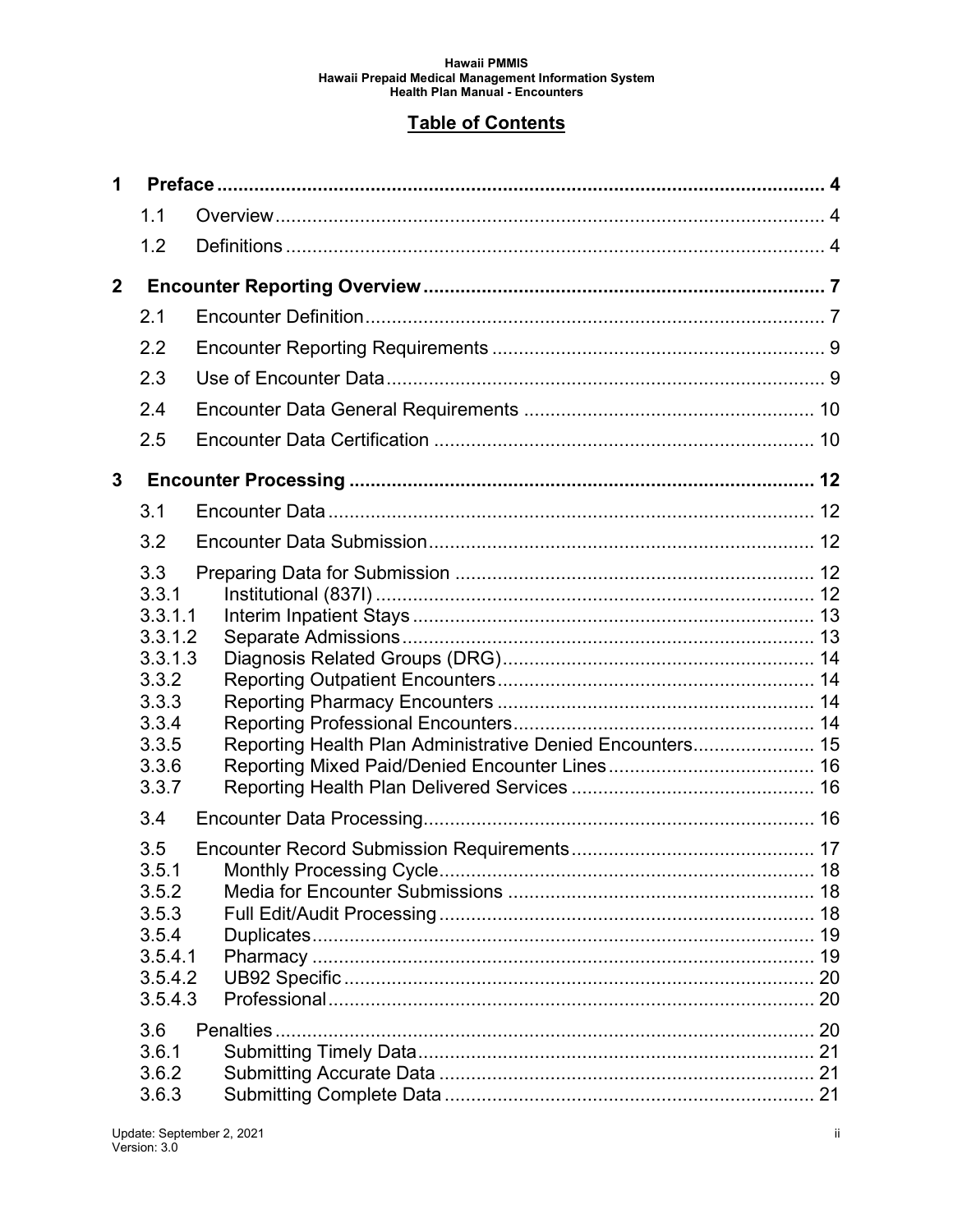# Table of Contents

- **1 Preface** ..... 4
  - 1.1 Overview ..... 4
  - 1.2 Definitions ..... 4
- **2 Encounter Reporting Overview** ..... 7
  - 2.1 Encounter Definition ..... 7
  - 2.2 Encounter Reporting Requirements ..... 9
  - 2.3 Use of Encounter Data ..... 9
  - 2.4 Encounter Data General Requirements ..... 10
  - 2.5 Encounter Data Certification ..... 10
- **3 Encounter Processing** ..... 12
  - 3.1 Encounter Data ..... 12
  - 3.2 Encounter Data Submission ..... 12
  - 3.3 Preparing Data for Submission ..... 12
    - 3.3.1 Institutional (837I) ..... 12
    - 3.3.1.1 Interim Inpatient Stays ..... 13
    - 3.3.1.2 Separate Admissions ..... 13
    - 3.3.1.3 Diagnosis Related Groups (DRG) ..... 14
    - 3.3.2 Reporting Outpatient Encounters ..... 14
    - 3.3.3 Reporting Pharmacy Encounters ..... 14
    - 3.3.4 Reporting Professional Encounters ..... 14
    - 3.3.5 Reporting Health Plan Administrative Denied Encounters ..... 15
    - 3.3.6 Reporting Mixed Paid/Denied Encounter Lines ..... 16
    - 3.3.7 Reporting Health Plan Delivered Services ..... 16
  - 3.4 Encounter Data Processing ..... 16
  - 3.5 Encounter Record Submission Requirements ..... 17
    - 3.5.1 Monthly Processing Cycle ..... 18
    - 3.5.2 Media for Encounter Submissions ..... 18
    - 3.5.3 Full Edit/Audit Processing ..... 18
    - 3.5.4 Duplicates ..... 19
    - 3.5.4.1 Pharmacy ..... 19
    - 3.5.4.2 UB92 Specific ..... 20
    - 3.5.4.3 Professional ..... 20
  - 3.6 Penalties ..... 20
    - 3.6.1 Submitting Timely Data ..... 21
    - 3.6.2 Submitting Accurate Data ..... 21
    - 3.6.3 Submitting Complete Data ..... 21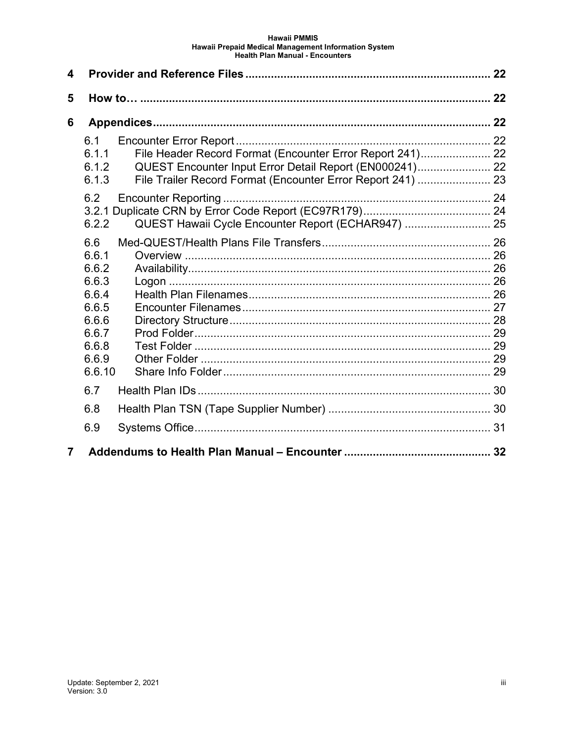4 Provider and Reference Files ... 22

5 How to… ... 22

6 Appendices ... 22

- 6.1 Encounter Error Report ... 22
  - 6.1.1 File Header Record Format (Encounter Error Report 241) ... 22
  - 6.1.2 QUEST Encounter Input Error Detail Report (EN000241) ... 22
  - 6.1.3 File Trailer Record Format (Encounter Error Report 241) ... 23
- 6.2 Encounter Reporting ... 24
  - 3.2.1 Duplicate CRN by Error Code Report (EC97R179) ... 24
  - 6.2.2 QUEST Hawaii Cycle Encounter Report (ECHAR947) ... 25
- 6.6 Med-QUEST/Health Plans File Transfers ... 26
  - 6.6.1 Overview ... 26
  - 6.6.2 Availability ... 26
  - 6.6.3 Logon ... 26
  - 6.6.4 Health Plan Filenames ... 26
  - 6.6.5 Encounter Filenames ... 27
  - 6.6.6 Directory Structure ... 28
  - 6.6.7 Prod Folder ... 29
  - 6.6.8 Test Folder ... 29
  - 6.6.9 Other Folder ... 29
  - 6.6.10 Share Info Folder ... 29
- 6.7 Health Plan IDs ... 30
- 6.8 Health Plan TSN (Tape Supplier Number) ... 30
- 6.9 Systems Office ... 31

7 Addendums to Health Plan Manual – Encounter ... 32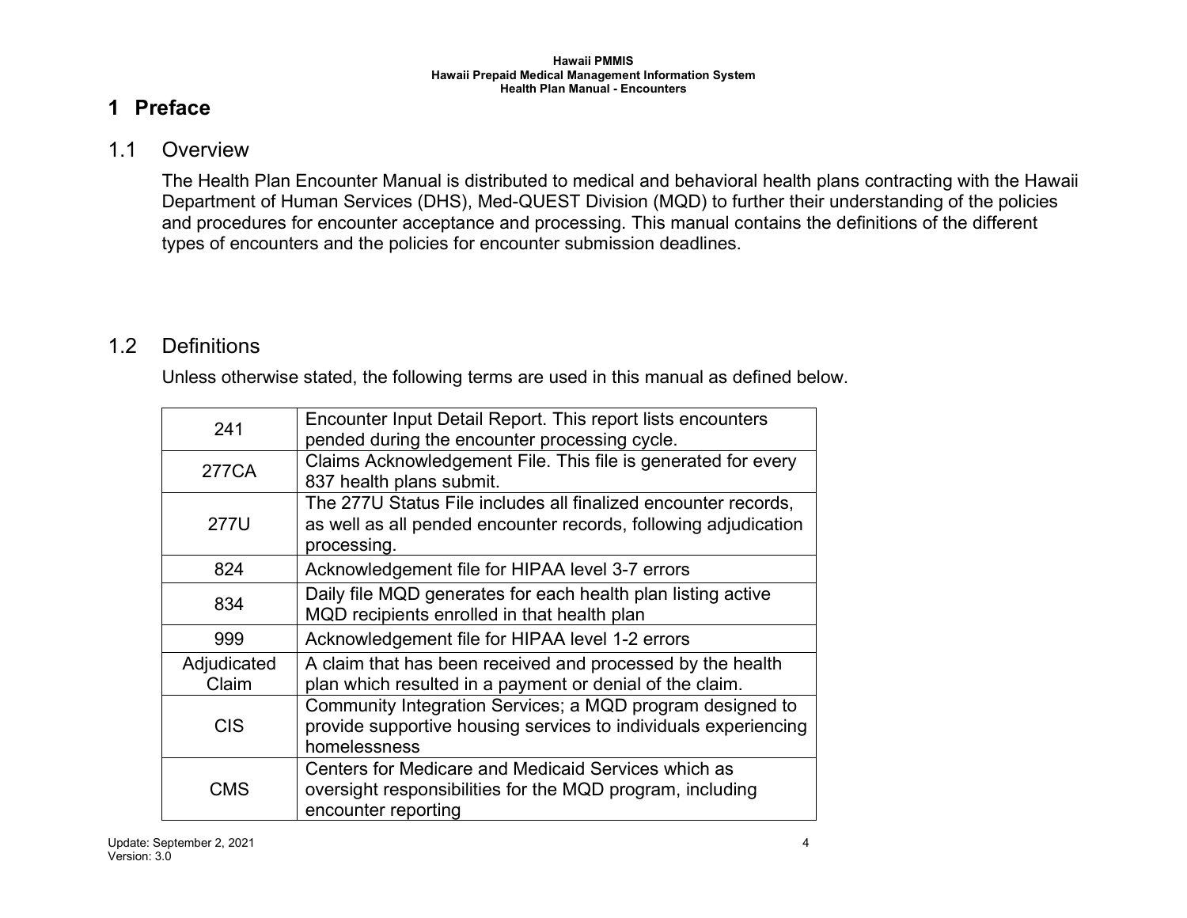# 1 Preface

## 1.1 Overview

The Health Plan Encounter Manual is distributed to medical and behavioral health plans contracting with the Hawaii Department of Human Services (DHS), Med-QUEST Division (MQD) to further their understanding of the policies and procedures for encounter acceptance and processing. This manual contains the definitions of the different types of encounters and the policies for encounter submission deadlines.

## 1.2 Definitions

Unless otherwise stated, the following terms are used in this manual as defined below.

| Term | Definition |
|---|---|
| 241 | Encounter Input Detail Report. This report lists encounters pended during the encounter processing cycle. |
| 277CA | Claims Acknowledgement File. This file is generated for every 837 health plans submit. |
| 277U | The 277U Status File includes all finalized encounter records, as well as all pended encounter records, following adjudication processing. |
| 824 | Acknowledgement file for HIPAA level 3-7 errors |
| 834 | Daily file MQD generates for each health plan listing active MQD recipients enrolled in that health plan |
| 999 | Acknowledgement file for HIPAA level 1-2 errors |
| Adjudicated Claim | A claim that has been received and processed by the health plan which resulted in a payment or denial of the claim. |
| CIS | Community Integration Services; a MQD program designed to provide supportive housing services to individuals experiencing homelessness |
| CMS | Centers for Medicare and Medicaid Services which as oversight responsibilities for the MQD program, including encounter reporting |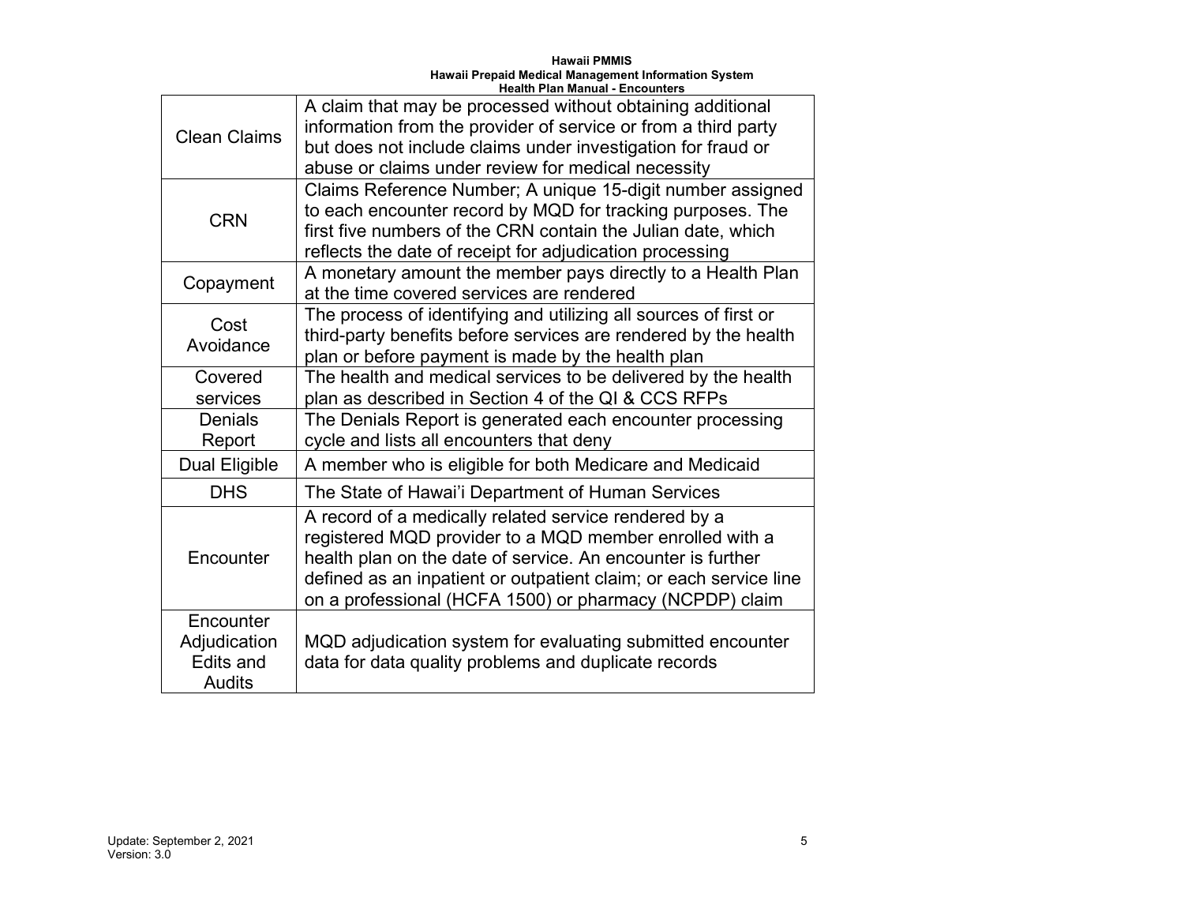| | |
|---|---|
| Clean Claims | A claim that may be processed without obtaining additional information from the provider of service or from a third party but does not include claims under investigation for fraud or abuse or claims under review for medical necessity |
| CRN | Claims Reference Number; A unique 15-digit number assigned to each encounter record by MQD for tracking purposes. The first five numbers of the CRN contain the Julian date, which reflects the date of receipt for adjudication processing |
| Copayment | A monetary amount the member pays directly to a Health Plan at the time covered services are rendered |
| Cost Avoidance | The process of identifying and utilizing all sources of first or third-party benefits before services are rendered by the health plan or before payment is made by the health plan |
| Covered services | The health and medical services to be delivered by the health plan as described in Section 4 of the QI & CCS RFPs |
| Denials Report | The Denials Report is generated each encounter processing cycle and lists all encounters that deny |
| Dual Eligible | A member who is eligible for both Medicare and Medicaid |
| DHS | The State of Hawai'i Department of Human Services |
| Encounter | A record of a medically related service rendered by a registered MQD provider to a MQD member enrolled with a health plan on the date of service. An encounter is further defined as an inpatient or outpatient claim; or each service line on a professional (HCFA 1500) or pharmacy (NCPDP) claim |
| Encounter Adjudication Edits and Audits | MQD adjudication system for evaluating submitted encounter data for data quality problems and duplicate records |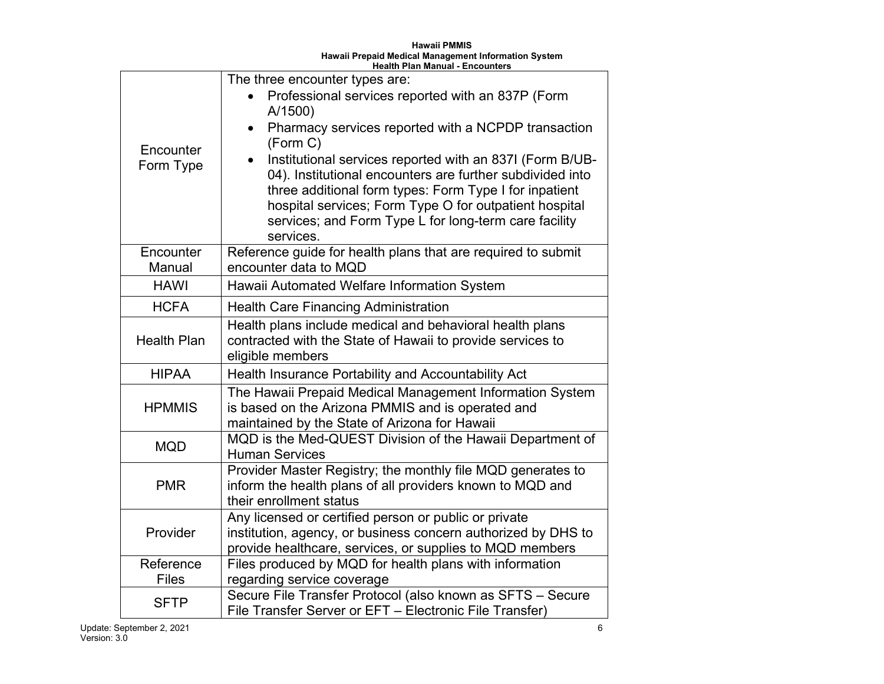| | |
|---|---|
| Encounter Form Type | The three encounter types are:<br>• Professional services reported with an 837P (Form A/1500)<br>• Pharmacy services reported with a NCPDP transaction (Form C)<br>• Institutional services reported with an 837I (Form B/UB-04). Institutional encounters are further subdivided into three additional form types: Form Type I for inpatient hospital services; Form Type O for outpatient hospital services; and Form Type L for long-term care facility services. |
| Encounter Manual | Reference guide for health plans that are required to submit encounter data to MQD |
| HAWI | Hawaii Automated Welfare Information System |
| HCFA | Health Care Financing Administration |
| Health Plan | Health plans include medical and behavioral health plans contracted with the State of Hawaii to provide services to eligible members |
| HIPAA | Health Insurance Portability and Accountability Act |
| HPMMIS | The Hawaii Prepaid Medical Management Information System is based on the Arizona PMMIS and is operated and maintained by the State of Arizona for Hawaii |
| MQD | MQD is the Med-QUEST Division of the Hawaii Department of Human Services |
| PMR | Provider Master Registry; the monthly file MQD generates to inform the health plans of all providers known to MQD and their enrollment status |
| Provider | Any licensed or certified person or public or private institution, agency, or business concern authorized by DHS to provide healthcare, services, or supplies to MQD members |
| Reference Files | Files produced by MQD for health plans with information regarding service coverage |
| SFTP | Secure File Transfer Protocol (also known as SFTS – Secure File Transfer Server or EFT – Electronic File Transfer) |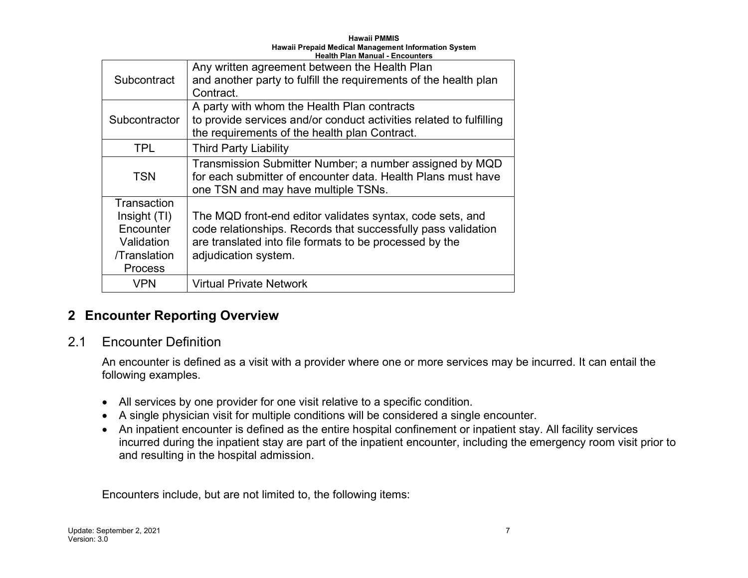| Subcontract | Any written agreement between the Health Plan and another party to fulfill the requirements of the health plan Contract. |
|---|---|
| Subcontractor | A party with whom the Health Plan contracts to provide services and/or conduct activities related to fulfilling the requirements of the health plan Contract. |
| TPL | Third Party Liability |
| TSN | Transmission Submitter Number; a number assigned by MQD for each submitter of encounter data. Health Plans must have one TSN and may have multiple TSNs. |
| Transaction Insight (TI) Encounter Validation /Translation Process | The MQD front-end editor validates syntax, code sets, and code relationships. Records that successfully pass validation are translated into file formats to be processed by the adjudication system. |
| VPN | Virtual Private Network |

# 2 Encounter Reporting Overview

## 2.1 Encounter Definition

An encounter is defined as a visit with a provider where one or more services may be incurred. It can entail the following examples.

- All services by one provider for one visit relative to a specific condition.
- A single physician visit for multiple conditions will be considered a single encounter.
- An inpatient encounter is defined as the entire hospital confinement or inpatient stay. All facility services incurred during the inpatient stay are part of the inpatient encounter, including the emergency room visit prior to and resulting in the hospital admission.

Encounters include, but are not limited to, the following items: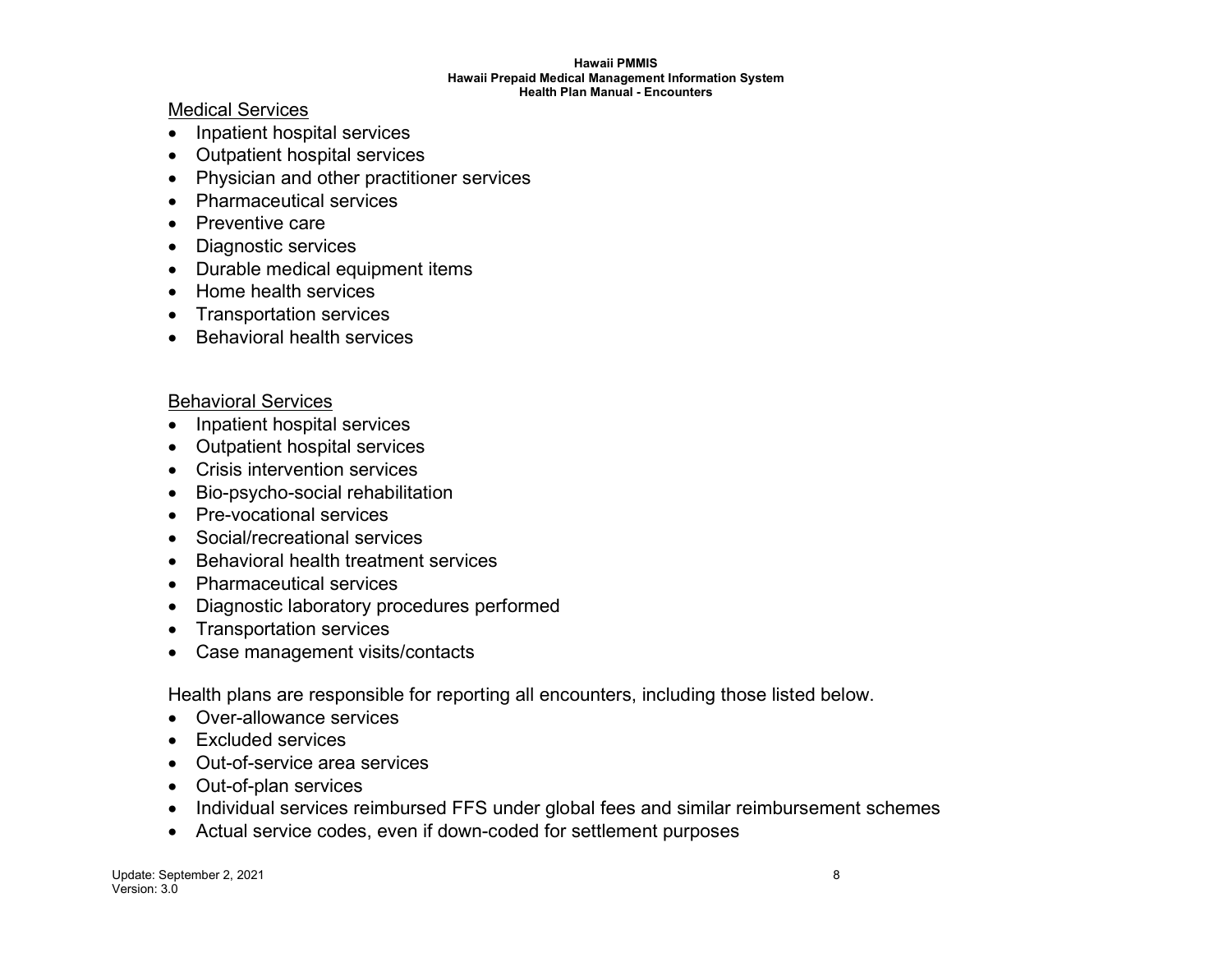<u>Medical Services</u>

- Inpatient hospital services
- Outpatient hospital services
- Physician and other practitioner services
- Pharmaceutical services
- Preventive care
- Diagnostic services
- Durable medical equipment items
- Home health services
- Transportation services
- Behavioral health services

<u>Behavioral Services</u>

- Inpatient hospital services
- Outpatient hospital services
- Crisis intervention services
- Bio-psycho-social rehabilitation
- Pre-vocational services
- Social/recreational services
- Behavioral health treatment services
- Pharmaceutical services
- Diagnostic laboratory procedures performed
- Transportation services
- Case management visits/contacts

Health plans are responsible for reporting all encounters, including those listed below.

- Over-allowance services
- Excluded services
- Out-of-service area services
- Out-of-plan services
- Individual services reimbursed FFS under global fees and similar reimbursement schemes
- Actual service codes, even if down-coded for settlement purposes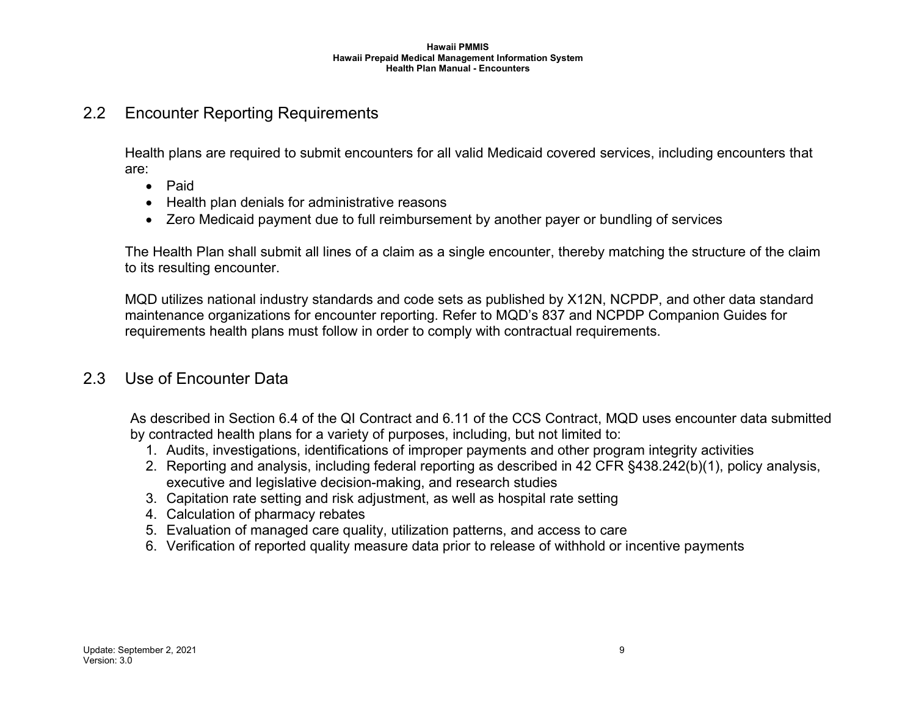## 2.2 Encounter Reporting Requirements

Health plans are required to submit encounters for all valid Medicaid covered services, including encounters that are:

- Paid
- Health plan denials for administrative reasons
- Zero Medicaid payment due to full reimbursement by another payer or bundling of services

The Health Plan shall submit all lines of a claim as a single encounter, thereby matching the structure of the claim to its resulting encounter.

MQD utilizes national industry standards and code sets as published by X12N, NCPDP, and other data standard maintenance organizations for encounter reporting. Refer to MQD's 837 and NCPDP Companion Guides for requirements health plans must follow in order to comply with contractual requirements.

## 2.3 Use of Encounter Data

As described in Section 6.4 of the QI Contract and 6.11 of the CCS Contract, MQD uses encounter data submitted by contracted health plans for a variety of purposes, including, but not limited to:

1. Audits, investigations, identifications of improper payments and other program integrity activities
2. Reporting and analysis, including federal reporting as described in 42 CFR §438.242(b)(1), policy analysis, executive and legislative decision-making, and research studies
3. Capitation rate setting and risk adjustment, as well as hospital rate setting
4. Calculation of pharmacy rebates
5. Evaluation of managed care quality, utilization patterns, and access to care
6. Verification of reported quality measure data prior to release of withhold or incentive payments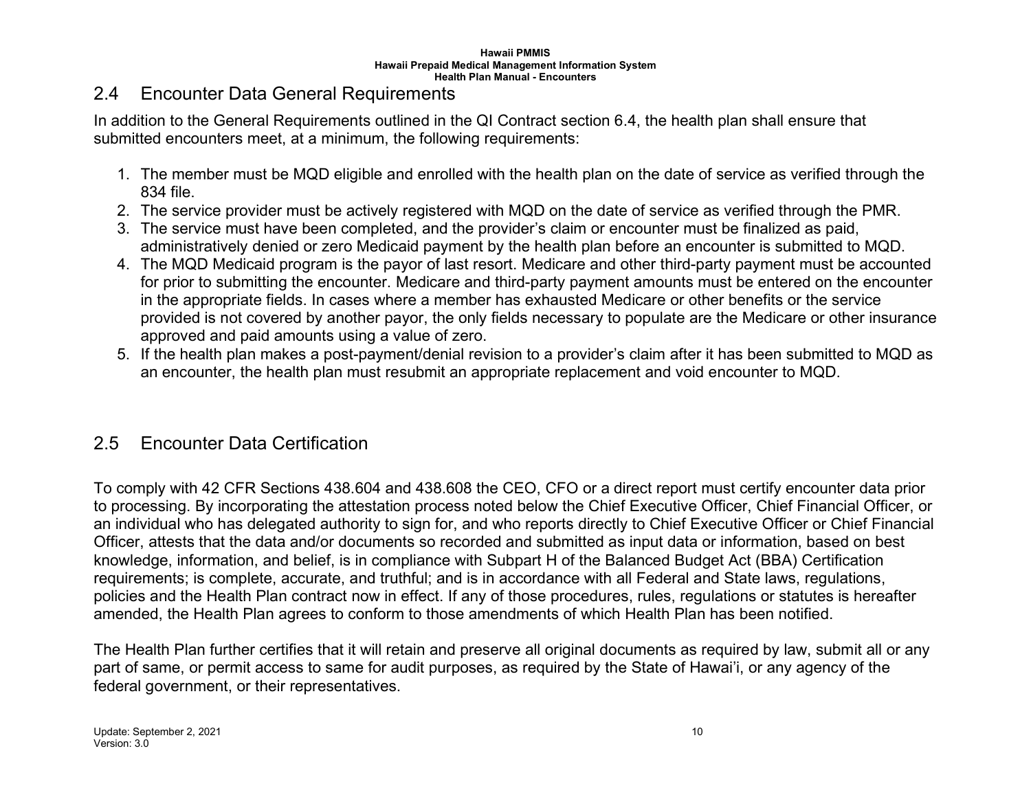## 2.4 Encounter Data General Requirements

In addition to the General Requirements outlined in the QI Contract section 6.4, the health plan shall ensure that submitted encounters meet, at a minimum, the following requirements:

1. The member must be MQD eligible and enrolled with the health plan on the date of service as verified through the 834 file.
2. The service provider must be actively registered with MQD on the date of service as verified through the PMR.
3. The service must have been completed, and the provider's claim or encounter must be finalized as paid, administratively denied or zero Medicaid payment by the health plan before an encounter is submitted to MQD.
4. The MQD Medicaid program is the payor of last resort. Medicare and other third-party payment must be accounted for prior to submitting the encounter. Medicare and third-party payment amounts must be entered on the encounter in the appropriate fields. In cases where a member has exhausted Medicare or other benefits or the service provided is not covered by another payor, the only fields necessary to populate are the Medicare or other insurance approved and paid amounts using a value of zero.
5. If the health plan makes a post-payment/denial revision to a provider's claim after it has been submitted to MQD as an encounter, the health plan must resubmit an appropriate replacement and void encounter to MQD.

## 2.5 Encounter Data Certification

To comply with 42 CFR Sections 438.604 and 438.608 the CEO, CFO or a direct report must certify encounter data prior to processing. By incorporating the attestation process noted below the Chief Executive Officer, Chief Financial Officer, or an individual who has delegated authority to sign for, and who reports directly to Chief Executive Officer or Chief Financial Officer, attests that the data and/or documents so recorded and submitted as input data or information, based on best knowledge, information, and belief, is in compliance with Subpart H of the Balanced Budget Act (BBA) Certification requirements; is complete, accurate, and truthful; and is in accordance with all Federal and State laws, regulations, policies and the Health Plan contract now in effect. If any of those procedures, rules, regulations or statutes is hereafter amended, the Health Plan agrees to conform to those amendments of which Health Plan has been notified.

The Health Plan further certifies that it will retain and preserve all original documents as required by law, submit all or any part of same, or permit access to same for audit purposes, as required by the State of Hawai'i, or any agency of the federal government, or their representatives.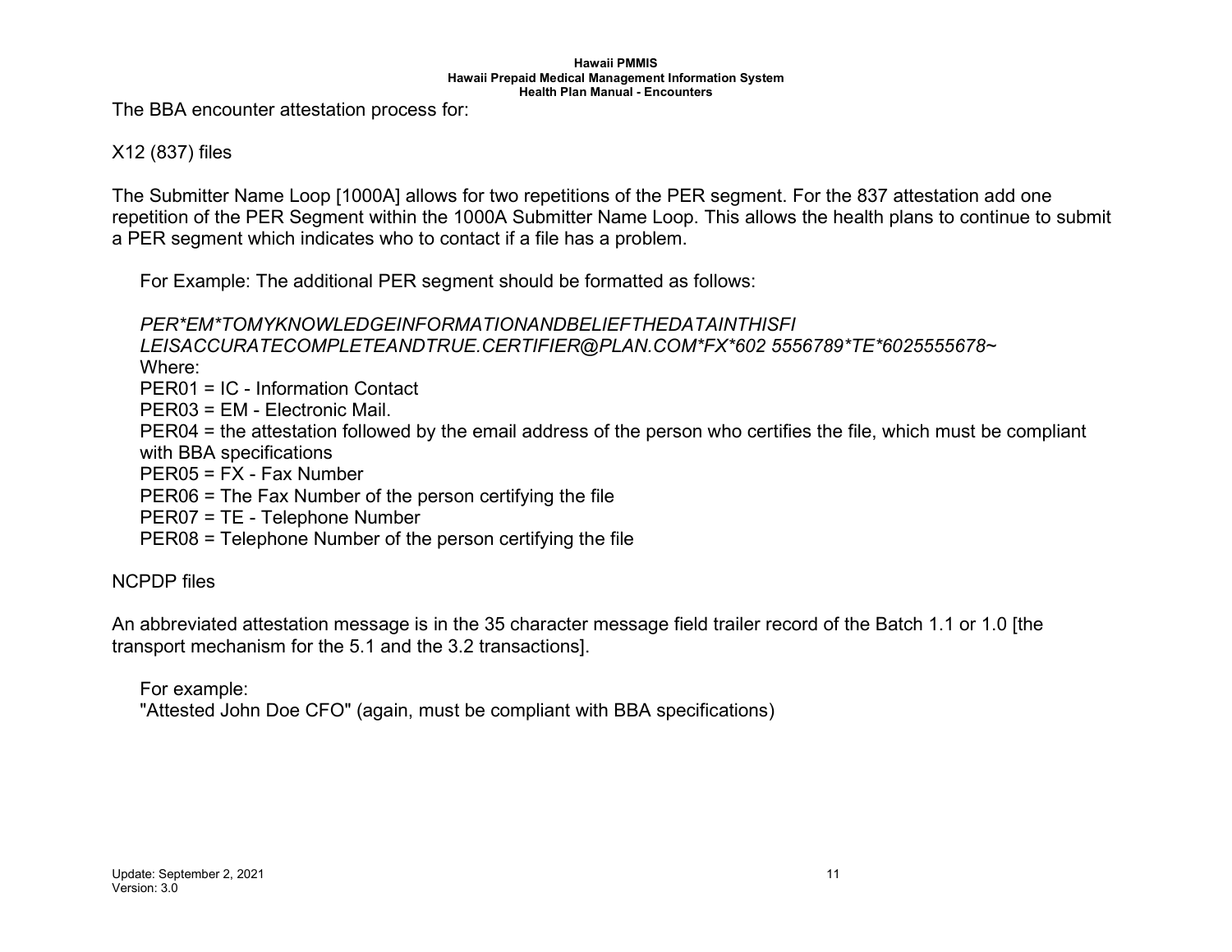The BBA encounter attestation process for:

X12 (837) files

The Submitter Name Loop [1000A] allows for two repetitions of the PER segment. For the 837 attestation add one repetition of the PER Segment within the 1000A Submitter Name Loop. This allows the health plans to continue to submit a PER segment which indicates who to contact if a file has a problem.

For Example: The additional PER segment should be formatted as follows:

*PER*EM*TOMYKNOWLEDGEINFORMATIONANDBELIEFTHEDATAINTHISFI LEISACCURATECOMPLETEANDTRUE.CERTIFIER@PLAN.COM*FX*602 5556789*TE*6025555678~*

Where:

PER01 = IC - Information Contact

PER03 = EM - Electronic Mail.

PER04 = the attestation followed by the email address of the person who certifies the file, which must be compliant with BBA specifications

PER05 = FX - Fax Number

PER06 = The Fax Number of the person certifying the file

PER07 = TE - Telephone Number

PER08 = Telephone Number of the person certifying the file

NCPDP files

An abbreviated attestation message is in the 35 character message field trailer record of the Batch 1.1 or 1.0 [the transport mechanism for the 5.1 and the 3.2 transactions].

For example:

"Attested John Doe CFO" (again, must be compliant with BBA specifications)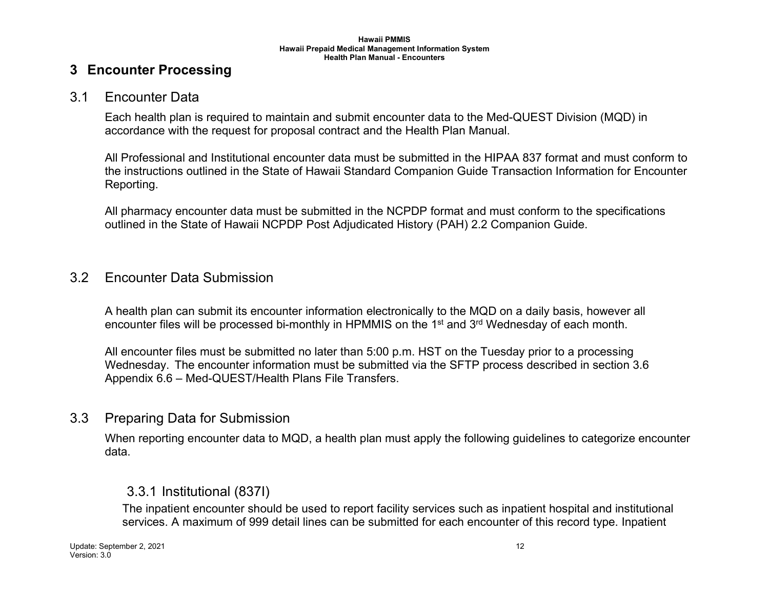# 3 Encounter Processing

## 3.1 Encounter Data

Each health plan is required to maintain and submit encounter data to the Med-QUEST Division (MQD) in accordance with the request for proposal contract and the Health Plan Manual.

All Professional and Institutional encounter data must be submitted in the HIPAA 837 format and must conform to the instructions outlined in the State of Hawaii Standard Companion Guide Transaction Information for Encounter Reporting.

All pharmacy encounter data must be submitted in the NCPDP format and must conform to the specifications outlined in the State of Hawaii NCPDP Post Adjudicated History (PAH) 2.2 Companion Guide.

## 3.2 Encounter Data Submission

A health plan can submit its encounter information electronically to the MQD on a daily basis, however all encounter files will be processed bi-monthly in HPMMIS on the 1st and 3rd Wednesday of each month.

All encounter files must be submitted no later than 5:00 p.m. HST on the Tuesday prior to a processing Wednesday. The encounter information must be submitted via the SFTP process described in section 3.6 Appendix 6.6 – Med-QUEST/Health Plans File Transfers.

## 3.3 Preparing Data for Submission

When reporting encounter data to MQD, a health plan must apply the following guidelines to categorize encounter data.

### 3.3.1 Institutional (837I)

The inpatient encounter should be used to report facility services such as inpatient hospital and institutional services. A maximum of 999 detail lines can be submitted for each encounter of this record type. Inpatient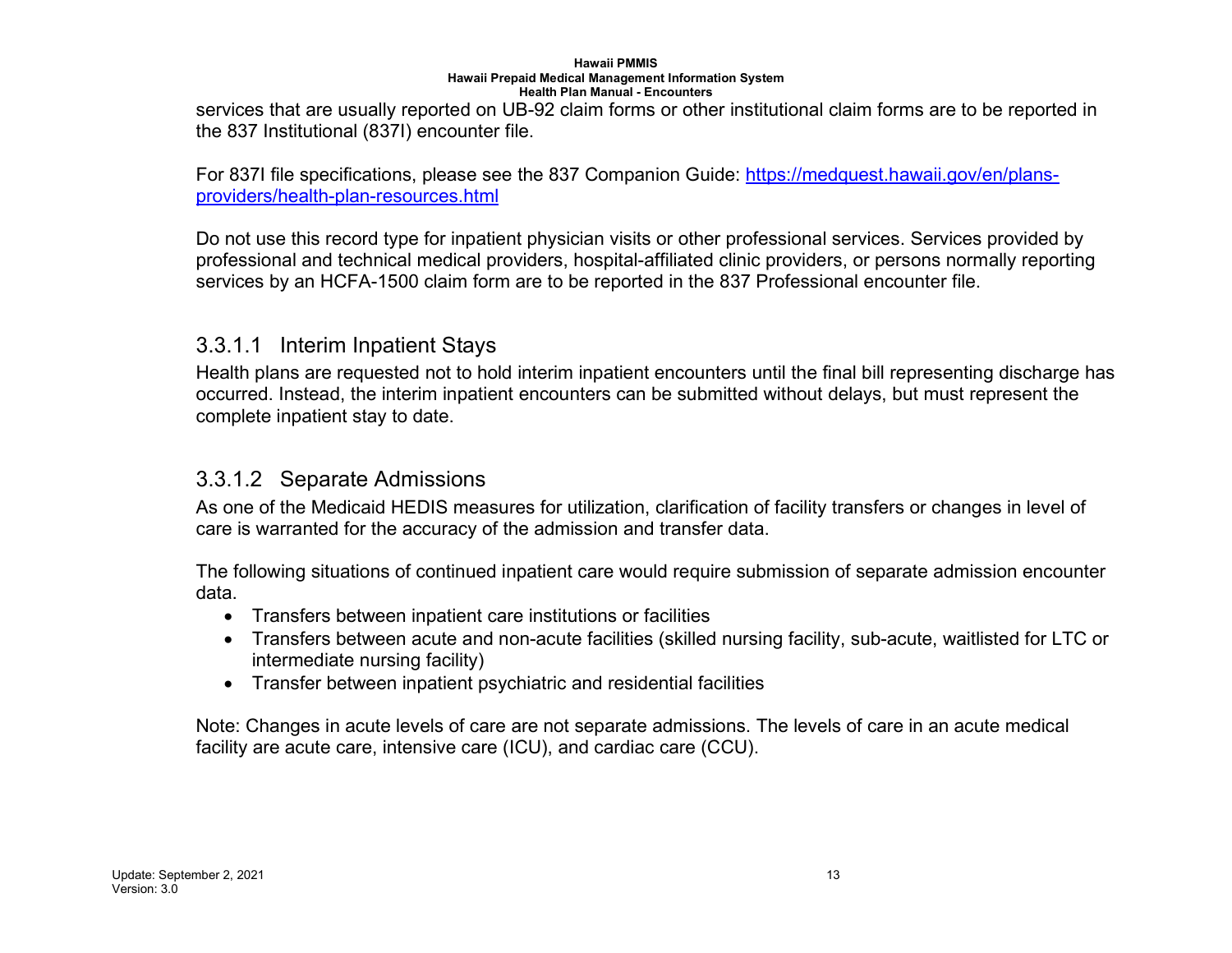services that are usually reported on UB-92 claim forms or other institutional claim forms are to be reported in the 837 Institutional (837I) encounter file.

For 837I file specifications, please see the 837 Companion Guide: [https://medquest.hawaii.gov/en/plans-providers/health-plan-resources.html](https://medquest.hawaii.gov/en/plans-providers/health-plan-resources.html)

Do not use this record type for inpatient physician visits or other professional services. Services provided by professional and technical medical providers, hospital-affiliated clinic providers, or persons normally reporting services by an HCFA-1500 claim form are to be reported in the 837 Professional encounter file.

#### 3.3.1.1 Interim Inpatient Stays

Health plans are requested not to hold interim inpatient encounters until the final bill representing discharge has occurred. Instead, the interim inpatient encounters can be submitted without delays, but must represent the complete inpatient stay to date.

#### 3.3.1.2 Separate Admissions

As one of the Medicaid HEDIS measures for utilization, clarification of facility transfers or changes in level of care is warranted for the accuracy of the admission and transfer data.

The following situations of continued inpatient care would require submission of separate admission encounter data.

- Transfers between inpatient care institutions or facilities
- Transfers between acute and non-acute facilities (skilled nursing facility, sub-acute, waitlisted for LTC or intermediate nursing facility)
- Transfer between inpatient psychiatric and residential facilities

Note: Changes in acute levels of care are not separate admissions. The levels of care in an acute medical facility are acute care, intensive care (ICU), and cardiac care (CCU).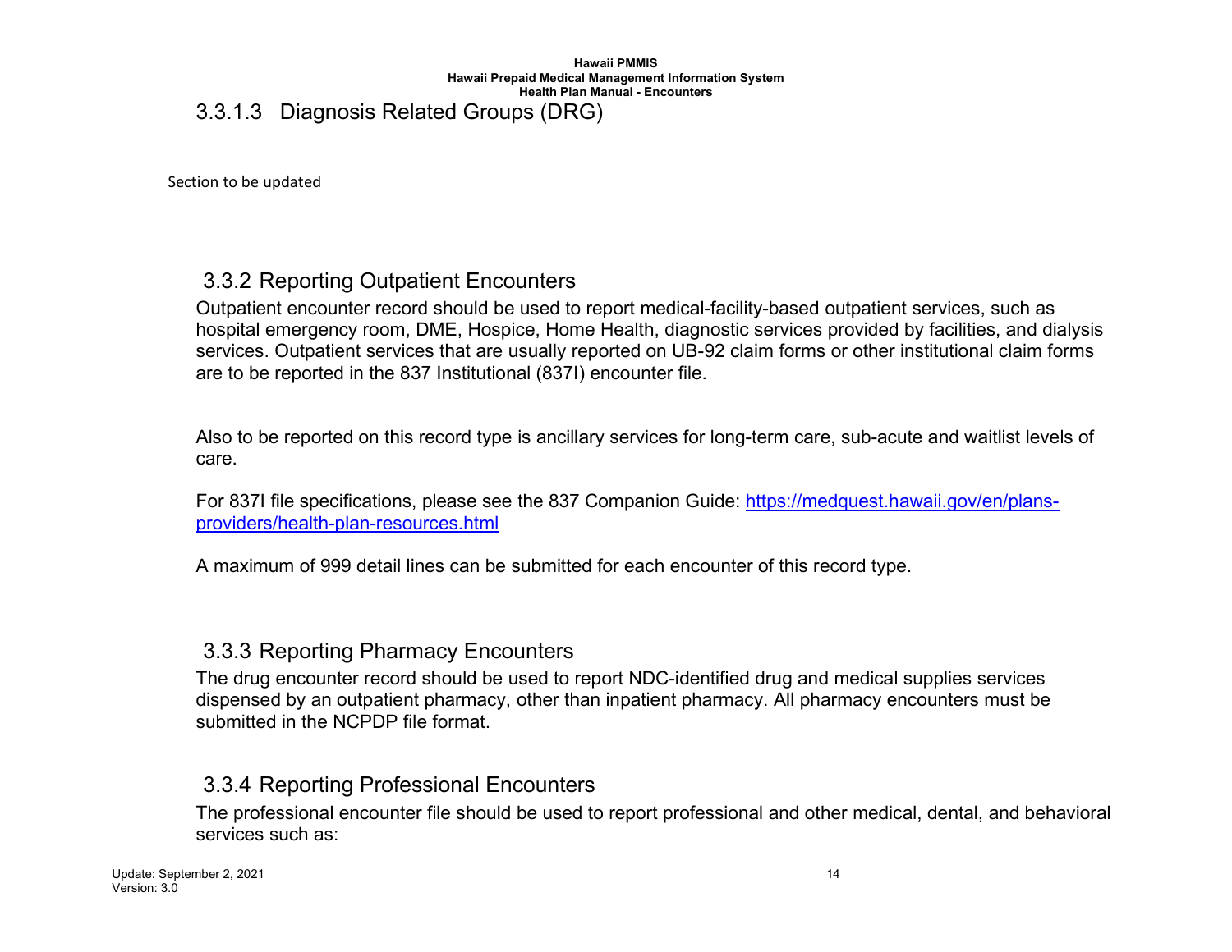#### 3.3.1.3 Diagnosis Related Groups (DRG)

Section to be updated

### 3.3.2 Reporting Outpatient Encounters

Outpatient encounter record should be used to report medical-facility-based outpatient services, such as hospital emergency room, DME, Hospice, Home Health, diagnostic services provided by facilities, and dialysis services. Outpatient services that are usually reported on UB-92 claim forms or other institutional claim forms are to be reported in the 837 Institutional (837I) encounter file.

Also to be reported on this record type is ancillary services for long-term care, sub-acute and waitlist levels of care.

For 837I file specifications, please see the 837 Companion Guide: [https://medquest.hawaii.gov/en/plans-providers/health-plan-resources.html](https://medquest.hawaii.gov/en/plans-providers/health-plan-resources.html)

A maximum of 999 detail lines can be submitted for each encounter of this record type.

### 3.3.3 Reporting Pharmacy Encounters

The drug encounter record should be used to report NDC-identified drug and medical supplies services dispensed by an outpatient pharmacy, other than inpatient pharmacy. All pharmacy encounters must be submitted in the NCPDP file format.

### 3.3.4 Reporting Professional Encounters

The professional encounter file should be used to report professional and other medical, dental, and behavioral services such as: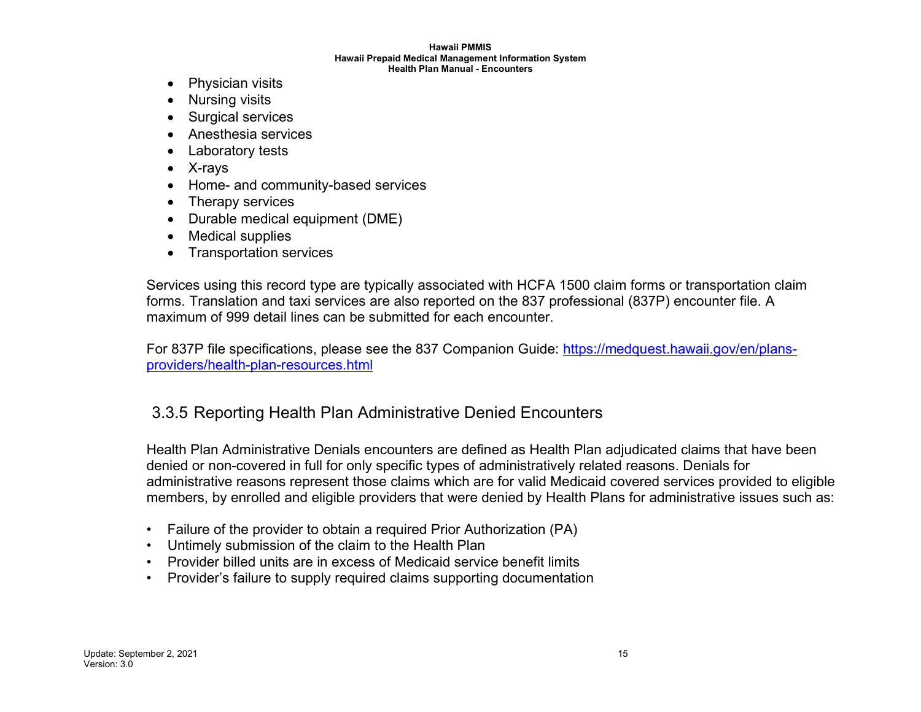- Physician visits
- Nursing visits
- Surgical services
- Anesthesia services
- Laboratory tests
- X-rays
- Home- and community-based services
- Therapy services
- Durable medical equipment (DME)
- Medical supplies
- Transportation services

Services using this record type are typically associated with HCFA 1500 claim forms or transportation claim forms. Translation and taxi services are also reported on the 837 professional (837P) encounter file. A maximum of 999 detail lines can be submitted for each encounter.

For 837P file specifications, please see the 837 Companion Guide: [https://medquest.hawaii.gov/en/plans-providers/health-plan-resources.html](https://medquest.hawaii.gov/en/plans-providers/health-plan-resources.html)

### 3.3.5 Reporting Health Plan Administrative Denied Encounters

Health Plan Administrative Denials encounters are defined as Health Plan adjudicated claims that have been denied or non-covered in full for only specific types of administratively related reasons. Denials for administrative reasons represent those claims which are for valid Medicaid covered services provided to eligible members, by enrolled and eligible providers that were denied by Health Plans for administrative issues such as:

- Failure of the provider to obtain a required Prior Authorization (PA)
- Untimely submission of the claim to the Health Plan
- Provider billed units are in excess of Medicaid service benefit limits
- Provider's failure to supply required claims supporting documentation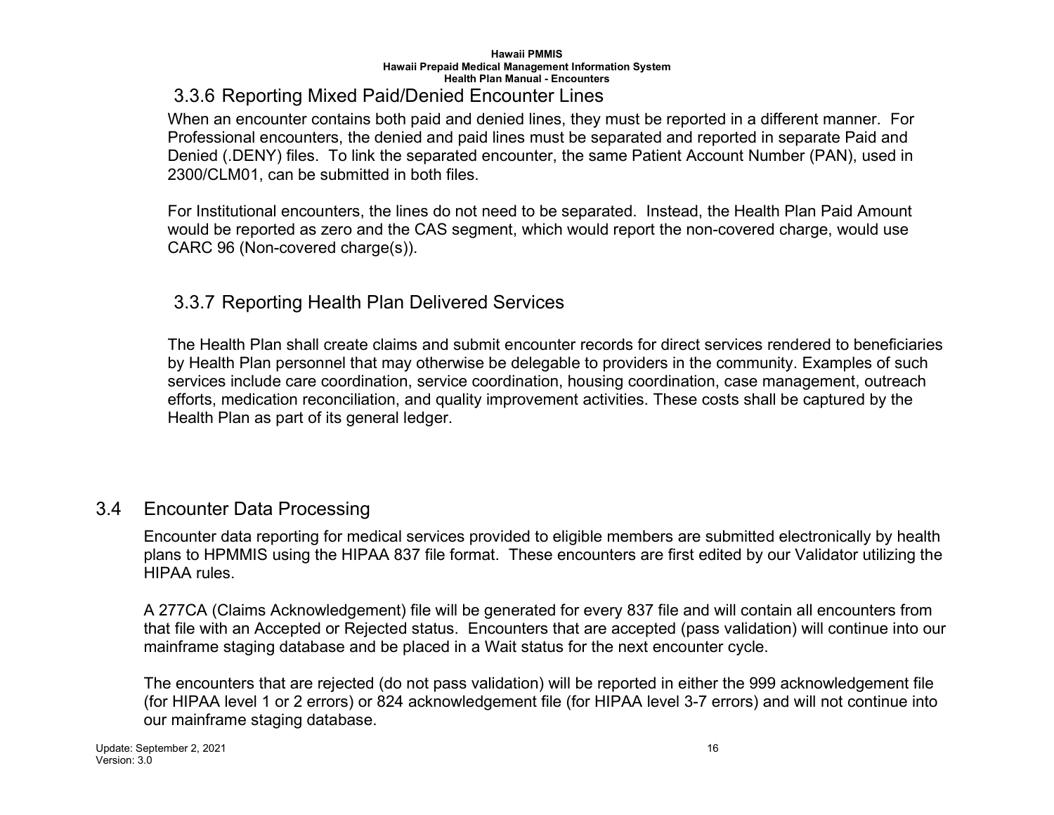### 3.3.6 Reporting Mixed Paid/Denied Encounter Lines

When an encounter contains both paid and denied lines, they must be reported in a different manner. For Professional encounters, the denied and paid lines must be separated and reported in separate Paid and Denied (.DENY) files. To link the separated encounter, the same Patient Account Number (PAN), used in 2300/CLM01, can be submitted in both files.

For Institutional encounters, the lines do not need to be separated. Instead, the Health Plan Paid Amount would be reported as zero and the CAS segment, which would report the non-covered charge, would use CARC 96 (Non-covered charge(s)).

### 3.3.7 Reporting Health Plan Delivered Services

The Health Plan shall create claims and submit encounter records for direct services rendered to beneficiaries by Health Plan personnel that may otherwise be delegable to providers in the community. Examples of such services include care coordination, service coordination, housing coordination, case management, outreach efforts, medication reconciliation, and quality improvement activities. These costs shall be captured by the Health Plan as part of its general ledger.

## 3.4 Encounter Data Processing

Encounter data reporting for medical services provided to eligible members are submitted electronically by health plans to HPMMIS using the HIPAA 837 file format. These encounters are first edited by our Validator utilizing the HIPAA rules.

A 277CA (Claims Acknowledgement) file will be generated for every 837 file and will contain all encounters from that file with an Accepted or Rejected status. Encounters that are accepted (pass validation) will continue into our mainframe staging database and be placed in a Wait status for the next encounter cycle.

The encounters that are rejected (do not pass validation) will be reported in either the 999 acknowledgement file (for HIPAA level 1 or 2 errors) or 824 acknowledgement file (for HIPAA level 3-7 errors) and will not continue into our mainframe staging database.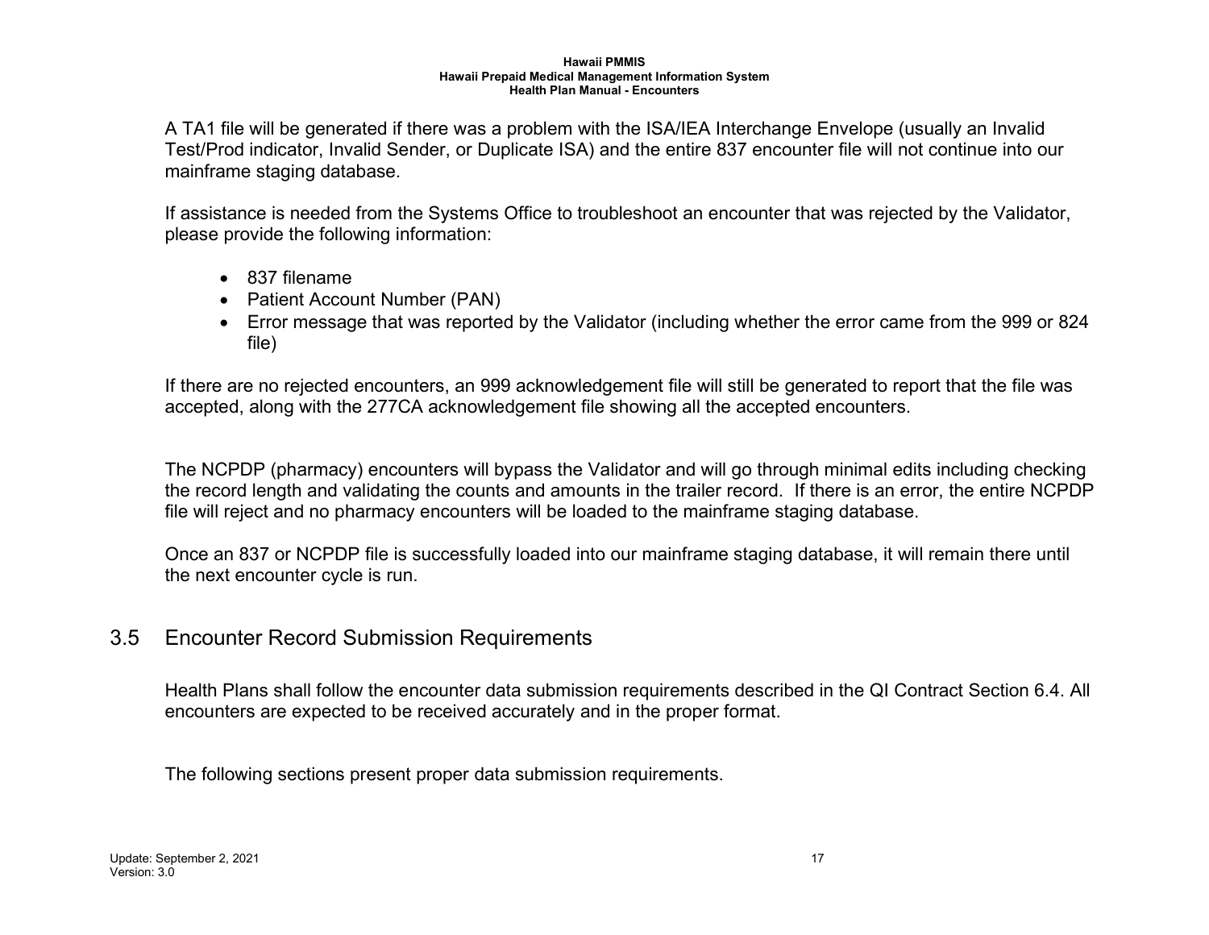A TA1 file will be generated if there was a problem with the ISA/IEA Interchange Envelope (usually an Invalid Test/Prod indicator, Invalid Sender, or Duplicate ISA) and the entire 837 encounter file will not continue into our mainframe staging database.

If assistance is needed from the Systems Office to troubleshoot an encounter that was rejected by the Validator, please provide the following information:

- 837 filename
- Patient Account Number (PAN)
- Error message that was reported by the Validator (including whether the error came from the 999 or 824 file)

If there are no rejected encounters, an 999 acknowledgement file will still be generated to report that the file was accepted, along with the 277CA acknowledgement file showing all the accepted encounters.

The NCPDP (pharmacy) encounters will bypass the Validator and will go through minimal edits including checking the record length and validating the counts and amounts in the trailer record. If there is an error, the entire NCPDP file will reject and no pharmacy encounters will be loaded to the mainframe staging database.

Once an 837 or NCPDP file is successfully loaded into our mainframe staging database, it will remain there until the next encounter cycle is run.

## 3.5 Encounter Record Submission Requirements

Health Plans shall follow the encounter data submission requirements described in the QI Contract Section 6.4. All encounters are expected to be received accurately and in the proper format.

The following sections present proper data submission requirements.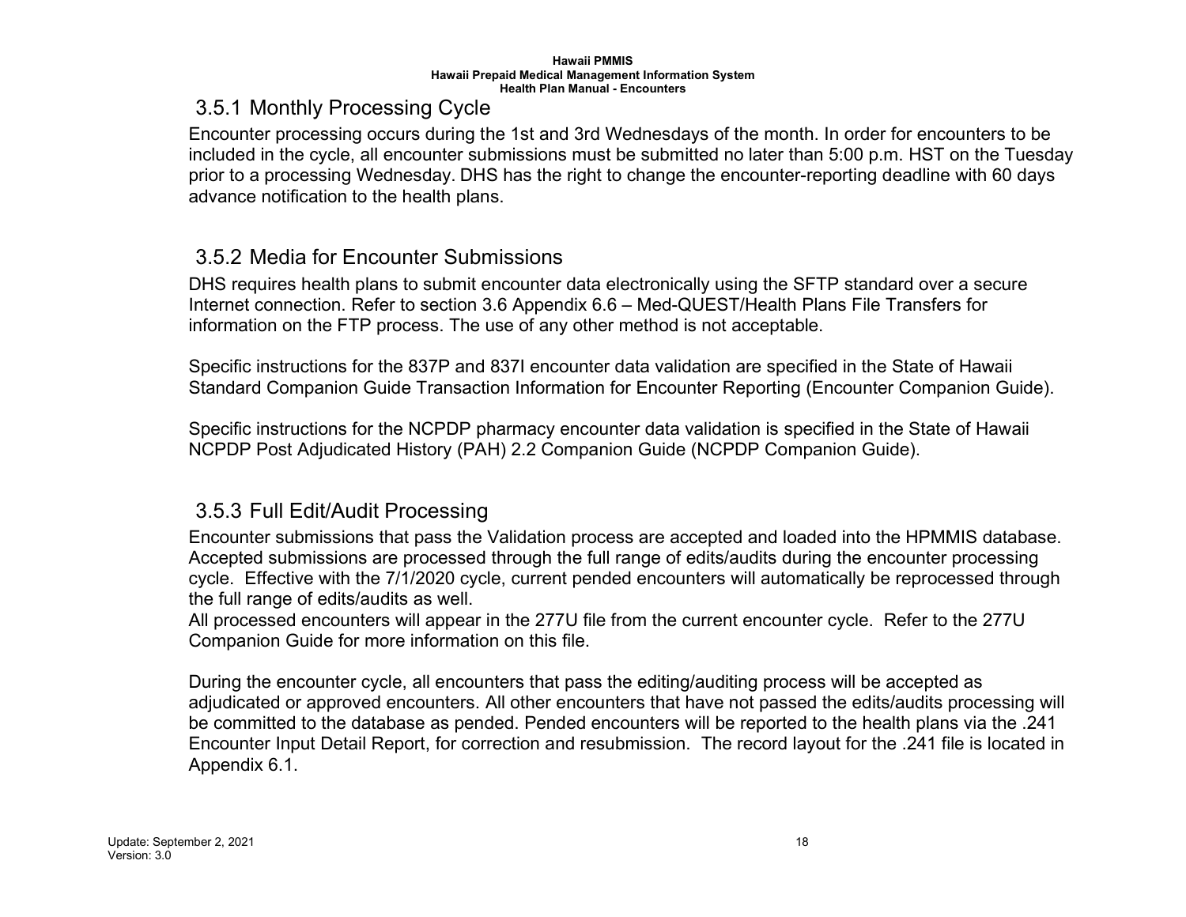### 3.5.1 Monthly Processing Cycle

Encounter processing occurs during the 1st and 3rd Wednesdays of the month. In order for encounters to be included in the cycle, all encounter submissions must be submitted no later than 5:00 p.m. HST on the Tuesday prior to a processing Wednesday. DHS has the right to change the encounter-reporting deadline with 60 days advance notification to the health plans.

### 3.5.2 Media for Encounter Submissions

DHS requires health plans to submit encounter data electronically using the SFTP standard over a secure Internet connection. Refer to section 3.6 Appendix 6.6 – Med-QUEST/Health Plans File Transfers for information on the FTP process. The use of any other method is not acceptable.

Specific instructions for the 837P and 837I encounter data validation are specified in the State of Hawaii Standard Companion Guide Transaction Information for Encounter Reporting (Encounter Companion Guide).

Specific instructions for the NCPDP pharmacy encounter data validation is specified in the State of Hawaii NCPDP Post Adjudicated History (PAH) 2.2 Companion Guide (NCPDP Companion Guide).

### 3.5.3 Full Edit/Audit Processing

Encounter submissions that pass the Validation process are accepted and loaded into the HPMMIS database. Accepted submissions are processed through the full range of edits/audits during the encounter processing cycle. Effective with the 7/1/2020 cycle, current pended encounters will automatically be reprocessed through the full range of edits/audits as well.
All processed encounters will appear in the 277U file from the current encounter cycle. Refer to the 277U Companion Guide for more information on this file.

During the encounter cycle, all encounters that pass the editing/auditing process will be accepted as adjudicated or approved encounters. All other encounters that have not passed the edits/audits processing will be committed to the database as pended. Pended encounters will be reported to the health plans via the .241 Encounter Input Detail Report, for correction and resubmission. The record layout for the .241 file is located in Appendix 6.1.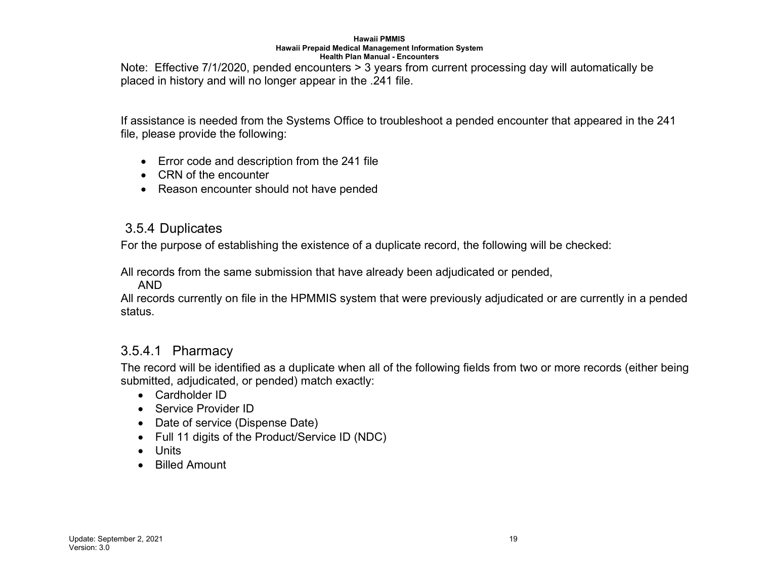Note: Effective 7/1/2020, pended encounters > 3 years from current processing day will automatically be placed in history and will no longer appear in the .241 file.

If assistance is needed from the Systems Office to troubleshoot a pended encounter that appeared in the 241 file, please provide the following:

- Error code and description from the 241 file
- CRN of the encounter
- Reason encounter should not have pended

### 3.5.4 Duplicates

For the purpose of establishing the existence of a duplicate record, the following will be checked:

All records from the same submission that have already been adjudicated or pended,

AND

All records currently on file in the HPMMIS system that were previously adjudicated or are currently in a pended status.

#### 3.5.4.1 Pharmacy

The record will be identified as a duplicate when all of the following fields from two or more records (either being submitted, adjudicated, or pended) match exactly:

- Cardholder ID
- Service Provider ID
- Date of service (Dispense Date)
- Full 11 digits of the Product/Service ID (NDC)
- Units
- Billed Amount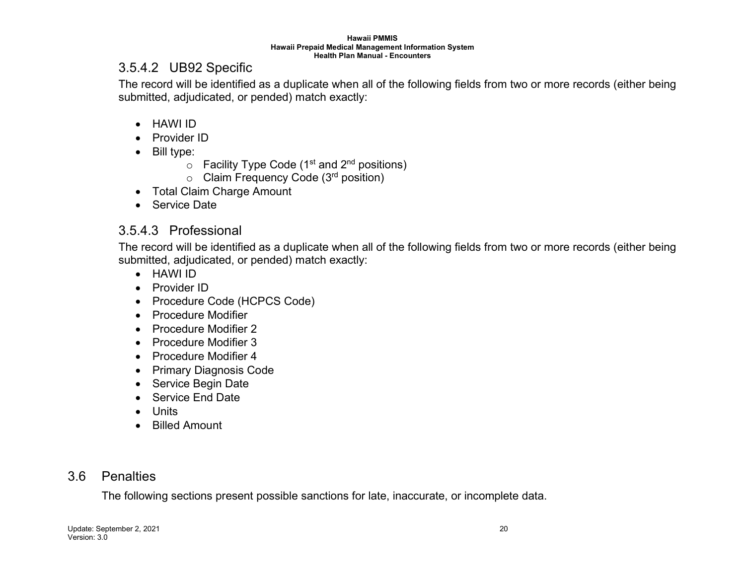#### 3.5.4.2 UB92 Specific

The record will be identified as a duplicate when all of the following fields from two or more records (either being submitted, adjudicated, or pended) match exactly:

- HAWI ID
- Provider ID
- Bill type:
  - Facility Type Code (1st and 2nd positions)
  - Claim Frequency Code (3rd position)
- Total Claim Charge Amount
- Service Date

#### 3.5.4.3 Professional

The record will be identified as a duplicate when all of the following fields from two or more records (either being submitted, adjudicated, or pended) match exactly:

- HAWI ID
- Provider ID
- Procedure Code (HCPCS Code)
- Procedure Modifier
- Procedure Modifier 2
- Procedure Modifier 3
- Procedure Modifier 4
- Primary Diagnosis Code
- Service Begin Date
- Service End Date
- Units
- Billed Amount

## 3.6 Penalties

The following sections present possible sanctions for late, inaccurate, or incomplete data.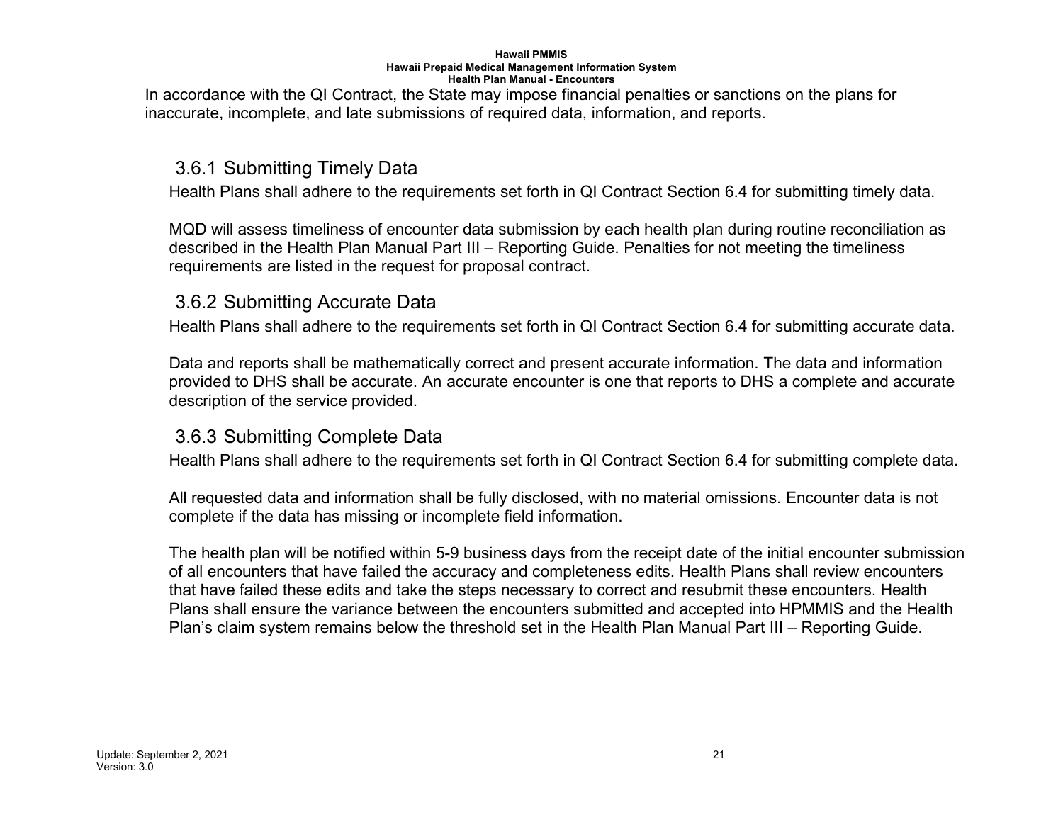In accordance with the QI Contract, the State may impose financial penalties or sanctions on the plans for inaccurate, incomplete, and late submissions of required data, information, and reports.

### 3.6.1 Submitting Timely Data

Health Plans shall adhere to the requirements set forth in QI Contract Section 6.4 for submitting timely data.

MQD will assess timeliness of encounter data submission by each health plan during routine reconciliation as described in the Health Plan Manual Part III – Reporting Guide. Penalties for not meeting the timeliness requirements are listed in the request for proposal contract.

### 3.6.2 Submitting Accurate Data

Health Plans shall adhere to the requirements set forth in QI Contract Section 6.4 for submitting accurate data.

Data and reports shall be mathematically correct and present accurate information. The data and information provided to DHS shall be accurate. An accurate encounter is one that reports to DHS a complete and accurate description of the service provided.

### 3.6.3 Submitting Complete Data

Health Plans shall adhere to the requirements set forth in QI Contract Section 6.4 for submitting complete data.

All requested data and information shall be fully disclosed, with no material omissions. Encounter data is not complete if the data has missing or incomplete field information.

The health plan will be notified within 5-9 business days from the receipt date of the initial encounter submission of all encounters that have failed the accuracy and completeness edits. Health Plans shall review encounters that have failed these edits and take the steps necessary to correct and resubmit these encounters. Health Plans shall ensure the variance between the encounters submitted and accepted into HPMMIS and the Health Plan's claim system remains below the threshold set in the Health Plan Manual Part III – Reporting Guide.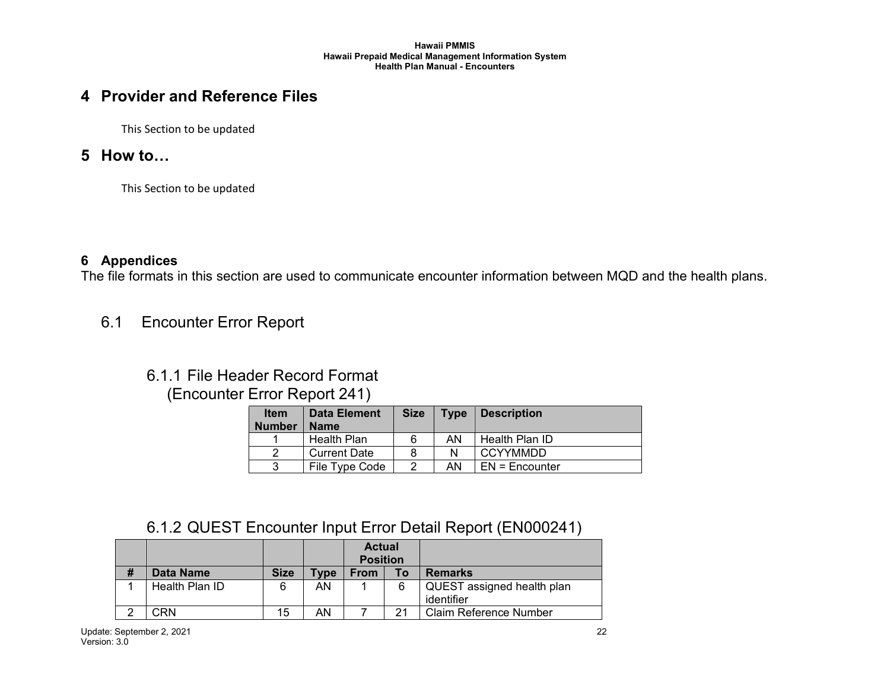# 4 Provider and Reference Files

This Section to be updated

# 5 How to…

This Section to be updated

# 6 Appendices

The file formats in this section are used to communicate encounter information between MQD and the health plans.

## 6.1 Encounter Error Report

### 6.1.1 File Header Record Format (Encounter Error Report 241)

| Item Number | Data Element Name | Size | Type | Description |
|---|---|---|---|---|
| 1 | Health Plan | 6 | AN | Health Plan ID |
| 2 | Current Date | 8 | N | CCYYMMDD |
| 3 | File Type Code | 2 | AN | EN = Encounter |

### 6.1.2 QUEST Encounter Input Error Detail Report (EN000241)

| | | | | Actual Position | | |
|---|---|---|---|---|---|---|
| # | Data Name | Size | Type | From | To | Remarks |
| 1 | Health Plan ID | 6 | AN | 1 | 6 | QUEST assigned health plan identifier |
| 2 | CRN | 15 | AN | 7 | 21 | Claim Reference Number |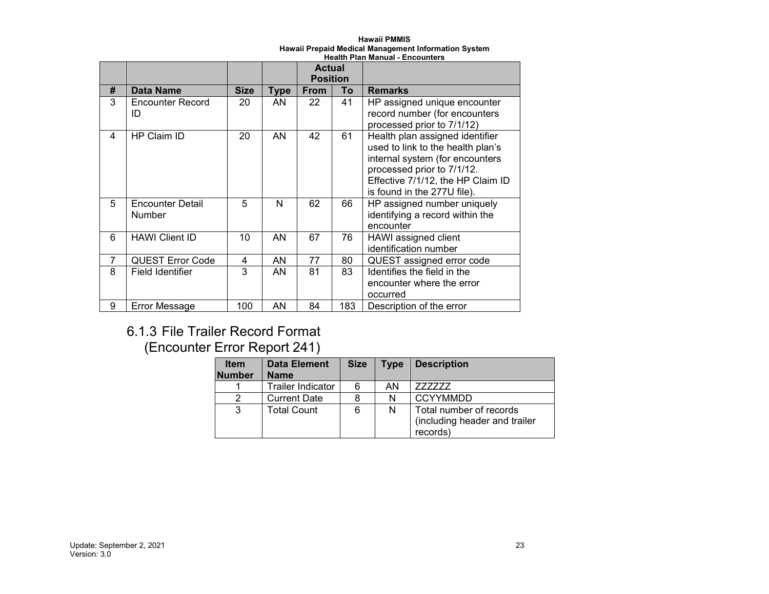| | | | | Actual Position | | |
|---|---|---|---|---|---|---|
| # | Data Name | Size | Type | From | To | Remarks |
| 3 | Encounter Record ID | 20 | AN | 22 | 41 | HP assigned unique encounter record number (for encounters processed prior to 7/1/12) |
| 4 | HP Claim ID | 20 | AN | 42 | 61 | Health plan assigned identifier used to link to the health plan's internal system (for encounters processed prior to 7/1/12. Effective 7/1/12, the HP Claim ID is found in the 277U file). |
| 5 | Encounter Detail Number | 5 | N | 62 | 66 | HP assigned number uniquely identifying a record within the encounter |
| 6 | HAWI Client ID | 10 | AN | 67 | 76 | HAWI assigned client identification number |
| 7 | QUEST Error Code | 4 | AN | 77 | 80 | QUEST assigned error code |
| 8 | Field Identifier | 3 | AN | 81 | 83 | Identifies the field in the encounter where the error occurred |
| 9 | Error Message | 100 | AN | 84 | 183 | Description of the error |

### 6.1.3 File Trailer Record Format (Encounter Error Report 241)

| Item Number | Data Element Name | Size | Type | Description |
|---|---|---|---|---|
| 1 | Trailer Indicator | 6 | AN | ZZZZZZ |
| 2 | Current Date | 8 | N | CCYYMMDD |
| 3 | Total Count | 6 | N | Total number of records (including header and trailer records) |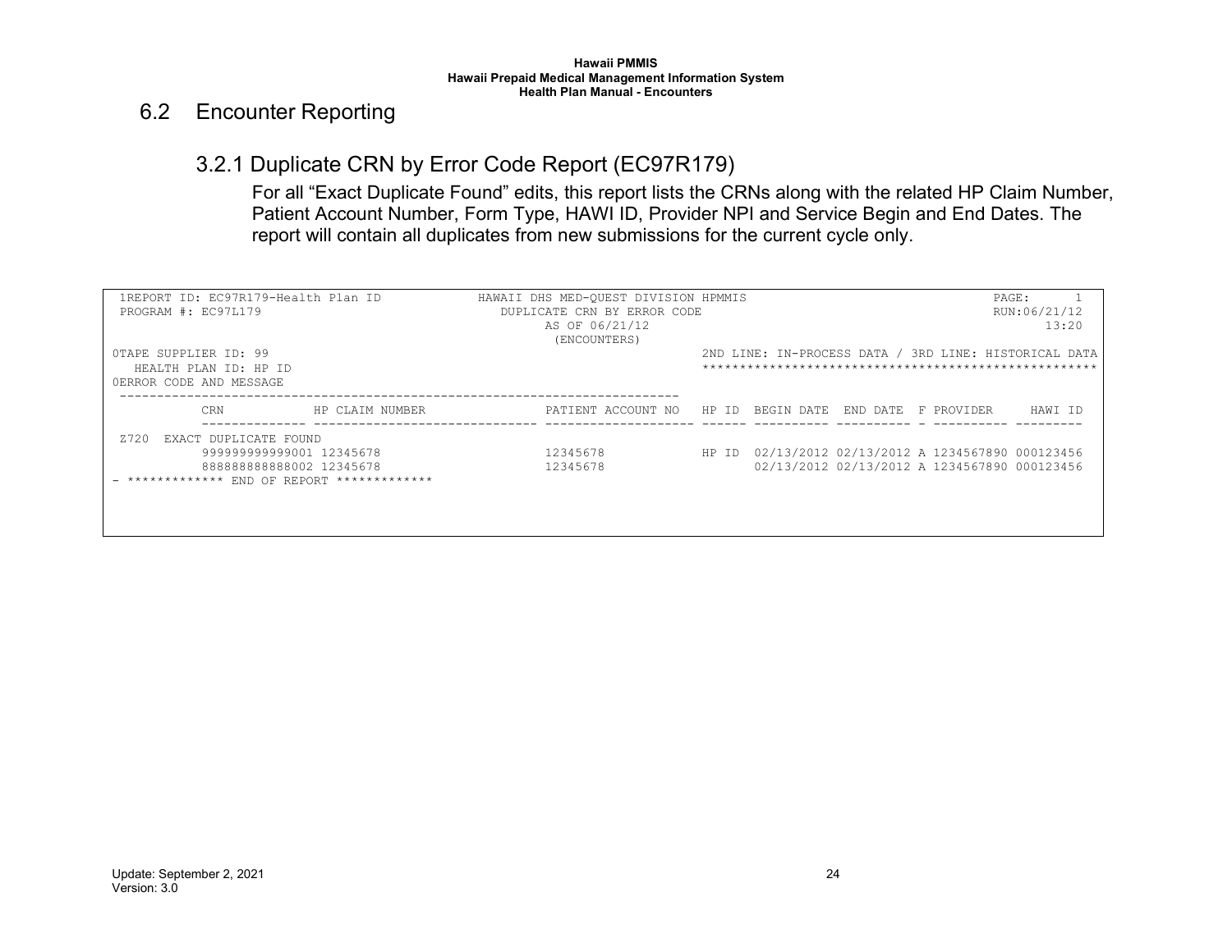## 6.2 Encounter Reporting

### 3.2.1 Duplicate CRN by Error Code Report (EC97R179)

For all “Exact Duplicate Found” edits, this report lists the CRNs along with the related HP Claim Number, Patient Account Number, Form Type, HAWI ID, Provider NPI and Service Begin and End Dates. The report will contain all duplicates from new submissions for the current cycle only.

```
 1REPORT ID: EC97R179-Health Plan ID            HAWAII DHS MED-QUEST DIVISION HPMMIS                                      PAGE:      1
 PROGRAM #: EC97L179                                DUPLICATE CRN BY ERROR CODE                                          RUN:06/21/12
                                                          AS OF 06/21/12                                                        13:20
                                                          (ENCOUNTERS)
0TAPE SUPPLIER ID: 99                                                              2ND LINE: IN-PROCESS DATA / 3RD LINE: HISTORICAL DATA
   HEALTH PLAN ID: HP ID                                                           *****************************************************
0ERROR CODE AND MESSAGE
 -------------------------------------------------------------------------
            CRN            HP CLAIM NUMBER              PATIENT ACCOUNT NO   HP ID  BEGIN DATE  END DATE  F PROVIDER     HAWI ID
          -------------- ------------------------------ -------------------- ------ ---------- ---------- - ---------- ---------
 Z720  EXACT DUPLICATE FOUND
          999999999999001 12345678                       12345678            HP ID  02/13/2012 02/13/2012 A 1234567890 000123456
          888888888888002 12345678                       12345678                   02/13/2012 02/13/2012 A 1234567890 000123456
- ************* END OF REPORT *************
```

Update: September 2, 2021
Version: 3.0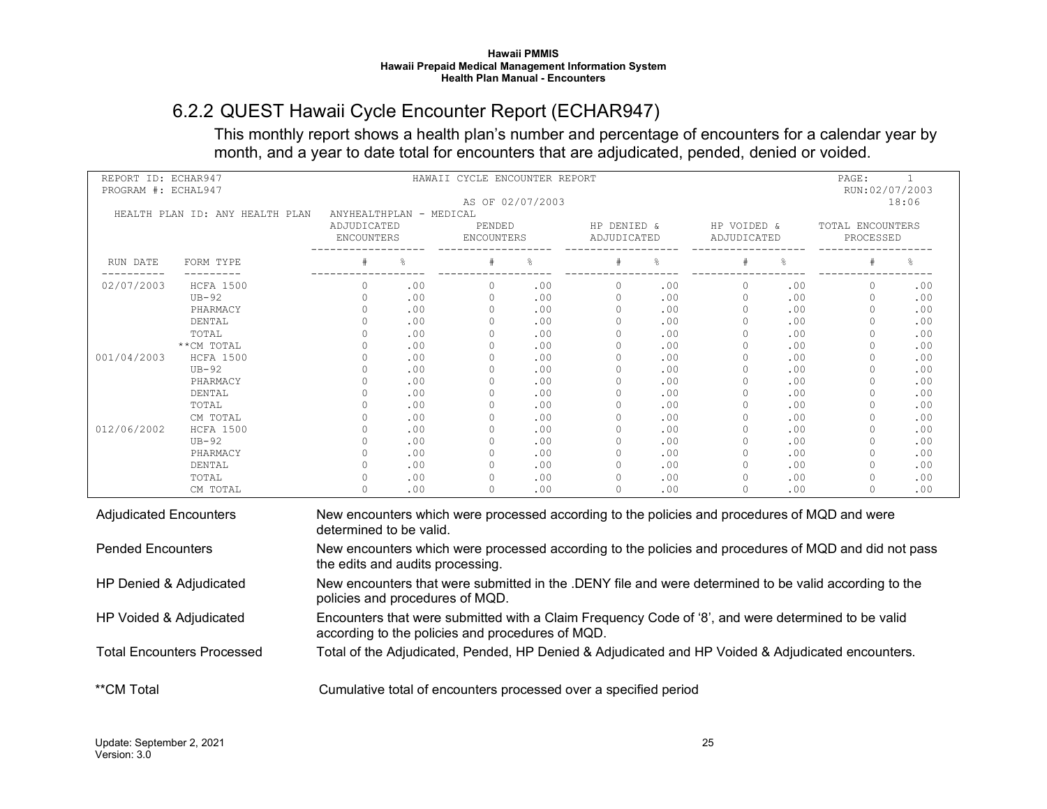## 6.2.2 QUEST Hawaii Cycle Encounter Report (ECHAR947)

This monthly report shows a health plan's number and percentage of encounters for a calendar year by month, and a year to date total for encounters that are adjudicated, pended, denied or voided.

```
REPORT ID: ECHAR947                              HAWAII CYCLE ENCOUNTER REPORT                                              PAGE:       1
PROGRAM #: ECHAL947                                                                                                         RUN:02/07/2003
                                                       AS OF 02/07/2003                                                          18:06
   HEALTH PLAN ID: ANY HEALTH PLAN   ANYHEALTHPLAN - MEDICAL
                                     ADJUDICATED          PENDED            HP DENIED &        HP VOIDED &        TOTAL ENCOUNTERS
                                     ENCOUNTERS         ENCOUNTERS          ADJUDICATED        ADJUDICATED           PROCESSED
                                   -----------------  -----------------  -----------------  -----------------  -----------------
 RUN DATE     FORM TYPE                 #       %          #       %          #       %          #       %          #       %
----------    ---------            -----------------  -----------------  -----------------  -----------------  -----------------
02/07/2003     HCFA 1500                0     .00          0     .00          0     .00          0     .00          0     .00
               UB-92                    0     .00          0     .00          0     .00          0     .00          0     .00
               PHARMACY                 0     .00          0     .00          0     .00          0     .00          0     .00
               DENTAL                   0     .00          0     .00          0     .00          0     .00          0     .00
               TOTAL                    0     .00          0     .00          0     .00          0     .00          0     .00
             **CM TOTAL                 0     .00          0     .00          0     .00          0     .00          0     .00
001/04/2003    HCFA 1500                0     .00          0     .00          0     .00          0     .00          0     .00
               UB-92                    0     .00          0     .00          0     .00          0     .00          0     .00
               PHARMACY                 0     .00          0     .00          0     .00          0     .00          0     .00
               DENTAL                   0     .00          0     .00          0     .00          0     .00          0     .00
               TOTAL                    0     .00          0     .00          0     .00          0     .00          0     .00
               CM TOTAL                 0     .00          0     .00          0     .00          0     .00          0     .00
012/06/2002    HCFA 1500                0     .00          0     .00          0     .00          0     .00          0     .00
               UB-92                    0     .00          0     .00          0     .00          0     .00          0     .00
               PHARMACY                 0     .00          0     .00          0     .00          0     .00          0     .00
               DENTAL                   0     .00          0     .00          0     .00          0     .00          0     .00
               TOTAL                    0     .00          0     .00          0     .00          0     .00          0     .00
               CM TOTAL                 0     .00          0     .00          0     .00          0     .00          0     .00
```

| | |
|---|---|
| Adjudicated Encounters | New encounters which were processed according to the policies and procedures of MQD and were determined to be valid. |
| Pended Encounters | New encounters which were processed according to the policies and procedures of MQD and did not pass the edits and audits processing. |
| HP Denied & Adjudicated | New encounters that were submitted in the .DENY file and were determined to be valid according to the policies and procedures of MQD. |
| HP Voided & Adjudicated | Encounters that were submitted with a Claim Frequency Code of '8', and were determined to be valid according to the policies and procedures of MQD. |
| Total Encounters Processed | Total of the Adjudicated, Pended, HP Denied & Adjudicated and HP Voided & Adjudicated encounters. |
| **CM Total | Cumulative total of encounters processed over a specified period |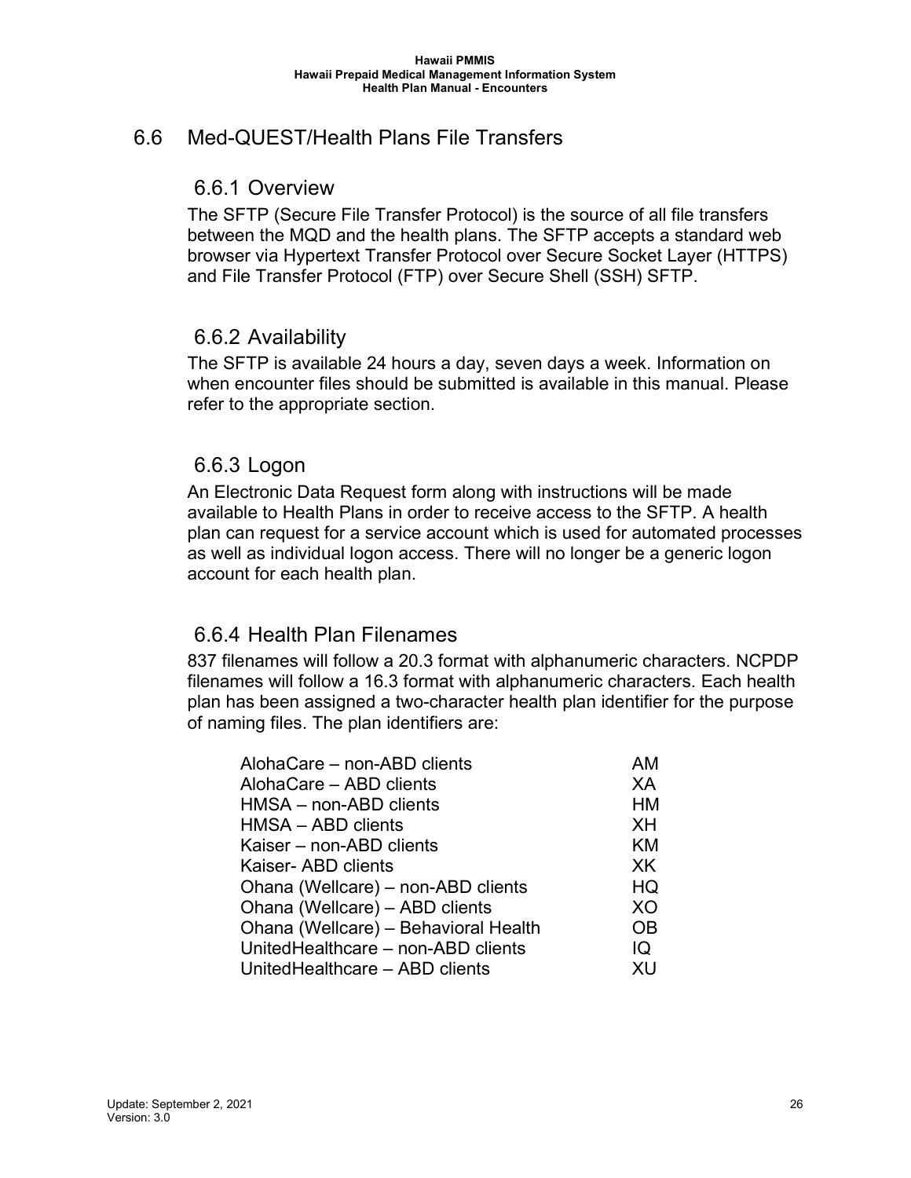## 6.6 Med-QUEST/Health Plans File Transfers

### 6.6.1 Overview

The SFTP (Secure File Transfer Protocol) is the source of all file transfers between the MQD and the health plans. The SFTP accepts a standard web browser via Hypertext Transfer Protocol over Secure Socket Layer (HTTPS) and File Transfer Protocol (FTP) over Secure Shell (SSH) SFTP.

### 6.6.2 Availability

The SFTP is available 24 hours a day, seven days a week. Information on when encounter files should be submitted is available in this manual. Please refer to the appropriate section.

### 6.6.3 Logon

An Electronic Data Request form along with instructions will be made available to Health Plans in order to receive access to the SFTP. A health plan can request for a service account which is used for automated processes as well as individual logon access. There will no longer be a generic logon account for each health plan.

### 6.6.4 Health Plan Filenames

837 filenames will follow a 20.3 format with alphanumeric characters. NCPDP filenames will follow a 16.3 format with alphanumeric characters. Each health plan has been assigned a two-character health plan identifier for the purpose of naming files. The plan identifiers are:

| | |
|---|---|
| AlohaCare – non-ABD clients | AM |
| AlohaCare – ABD clients | XA |
| HMSA – non-ABD clients | HM |
| HMSA – ABD clients | XH |
| Kaiser – non-ABD clients | KM |
| Kaiser- ABD clients | XK |
| Ohana (Wellcare) – non-ABD clients | HQ |
| Ohana (Wellcare) – ABD clients | XO |
| Ohana (Wellcare) – Behavioral Health | OB |
| UnitedHealthcare – non-ABD clients | IQ |
| UnitedHealthcare – ABD clients | XU |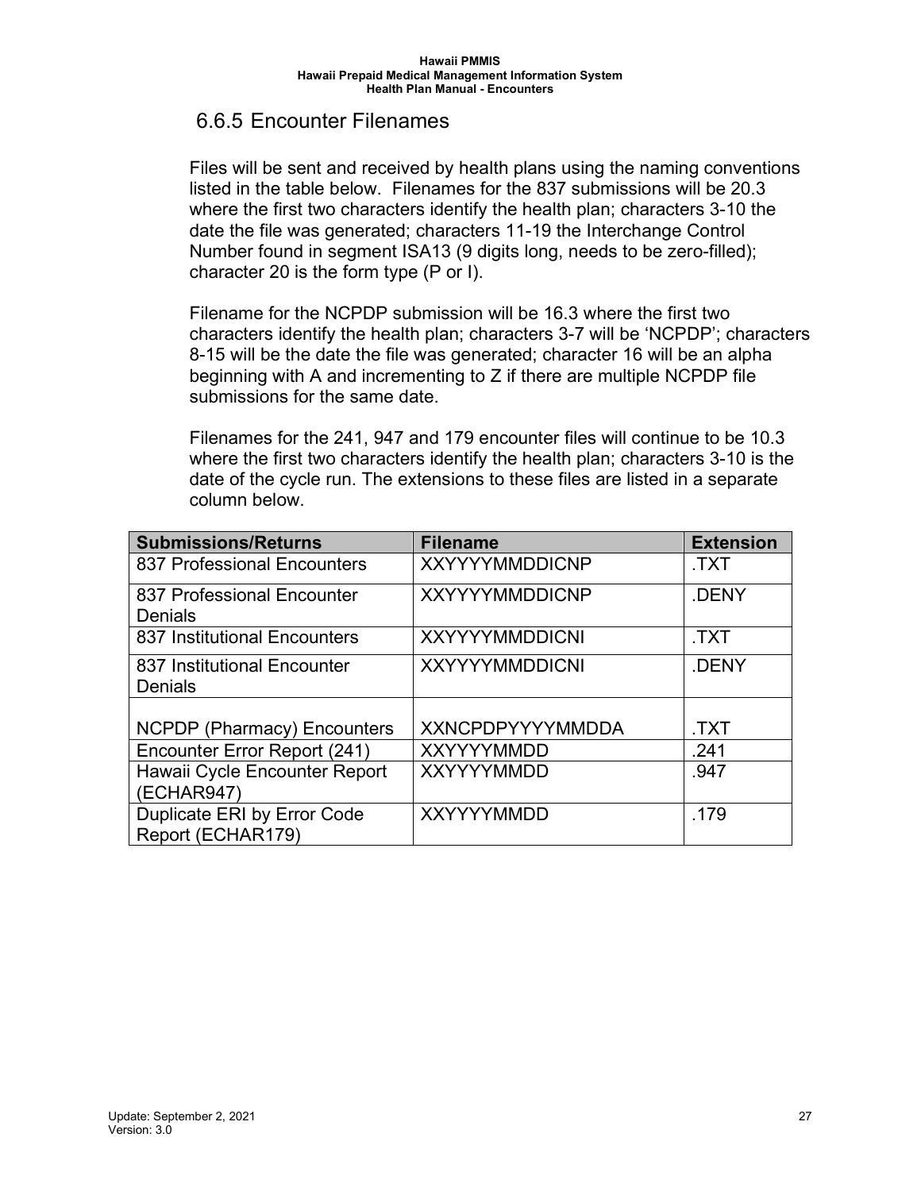## 6.6.5 Encounter Filenames

Files will be sent and received by health plans using the naming conventions listed in the table below. Filenames for the 837 submissions will be 20.3 where the first two characters identify the health plan; characters 3-10 the date the file was generated; characters 11-19 the Interchange Control Number found in segment ISA13 (9 digits long, needs to be zero-filled); character 20 is the form type (P or I).

Filename for the NCPDP submission will be 16.3 where the first two characters identify the health plan; characters 3-7 will be 'NCPDP'; characters 8-15 will be the date the file was generated; character 16 will be an alpha beginning with A and incrementing to Z if there are multiple NCPDP file submissions for the same date.

Filenames for the 241, 947 and 179 encounter files will continue to be 10.3 where the first two characters identify the health plan; characters 3-10 is the date of the cycle run. The extensions to these files are listed in a separate column below.

| Submissions/Returns | Filename | Extension |
|---|---|---|
| 837 Professional Encounters | XXYYYYMMDDICNP | .TXT |
| 837 Professional Encounter Denials | XXYYYYMMDDICNP | .DENY |
| 837 Institutional Encounters | XXYYYYMMDDICNI | .TXT |
| 837 Institutional Encounter Denials | XXYYYYMMDDICNI | .DENY |
| NCPDP (Pharmacy) Encounters | XXNCPDPYYYYMMDDA | .TXT |
| Encounter Error Report (241) | XXYYYYMMDD | .241 |
| Hawaii Cycle Encounter Report (ECHAR947) | XXYYYYMMDD | .947 |
| Duplicate ERI by Error Code Report (ECHAR179) | XXYYYYMMDD | .179 |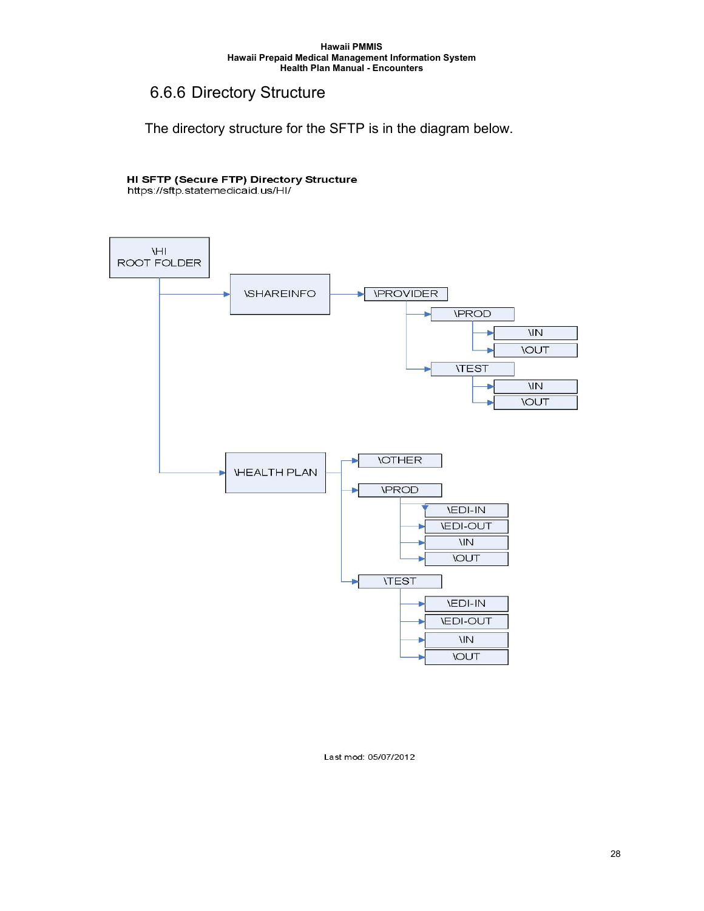## 6.6.6 Directory Structure

The directory structure for the SFTP is in the diagram below.

**HI SFTP (Secure FTP) Directory Structure**
https://sftp.statemedicaid.us/HI/

```
\HI ROOT FOLDER
├── \SHAREINFO
│   └── \PROVIDER
│       ├── \PROD
│       │   ├── \IN
│       │   └── \OUT
│       └── \TEST
│           ├── \IN
│           └── \OUT
└── \HEALTH PLAN
    ├── \OTHER
    ├── \PROD
    │   ├── \EDI-IN
    │   ├── \EDI-OUT
    │   ├── \IN
    │   └── \OUT
    └── \TEST
        ├── \EDI-IN
        ├── \EDI-OUT
        ├── \IN
        └── \OUT
```

Last mod: 05/07/2012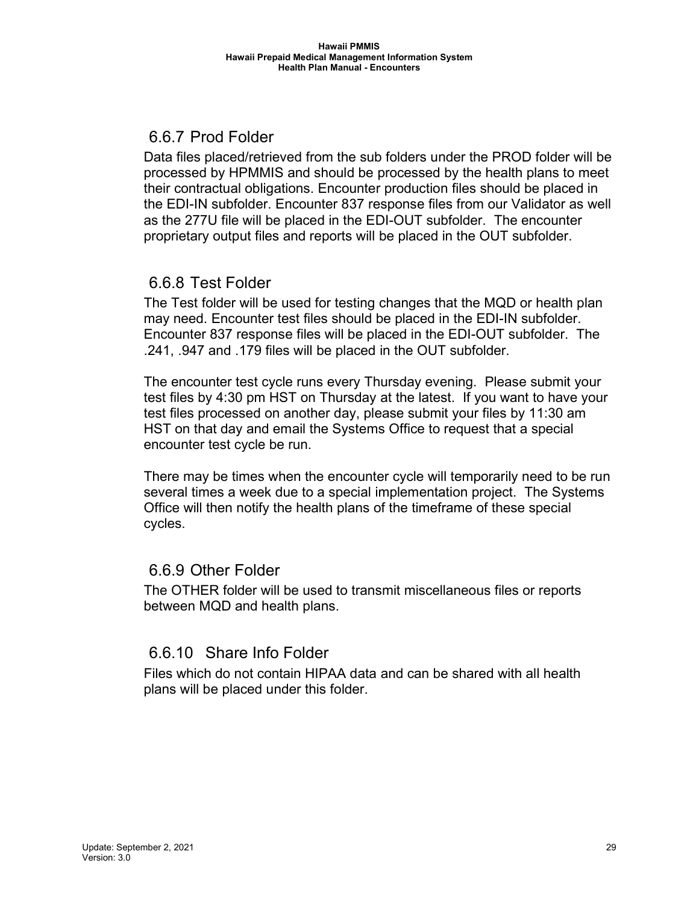### 6.6.7 Prod Folder

Data files placed/retrieved from the sub folders under the PROD folder will be processed by HPMMIS and should be processed by the health plans to meet their contractual obligations. Encounter production files should be placed in the EDI-IN subfolder. Encounter 837 response files from our Validator as well as the 277U file will be placed in the EDI-OUT subfolder. The encounter proprietary output files and reports will be placed in the OUT subfolder.

### 6.6.8 Test Folder

The Test folder will be used for testing changes that the MQD or health plan may need. Encounter test files should be placed in the EDI-IN subfolder. Encounter 837 response files will be placed in the EDI-OUT subfolder. The .241, .947 and .179 files will be placed in the OUT subfolder.

The encounter test cycle runs every Thursday evening. Please submit your test files by 4:30 pm HST on Thursday at the latest. If you want to have your test files processed on another day, please submit your files by 11:30 am HST on that day and email the Systems Office to request that a special encounter test cycle be run.

There may be times when the encounter cycle will temporarily need to be run several times a week due to a special implementation project. The Systems Office will then notify the health plans of the timeframe of these special cycles.

### 6.6.9 Other Folder

The OTHER folder will be used to transmit miscellaneous files or reports between MQD and health plans.

### 6.6.10 Share Info Folder

Files which do not contain HIPAA data and can be shared with all health plans will be placed under this folder.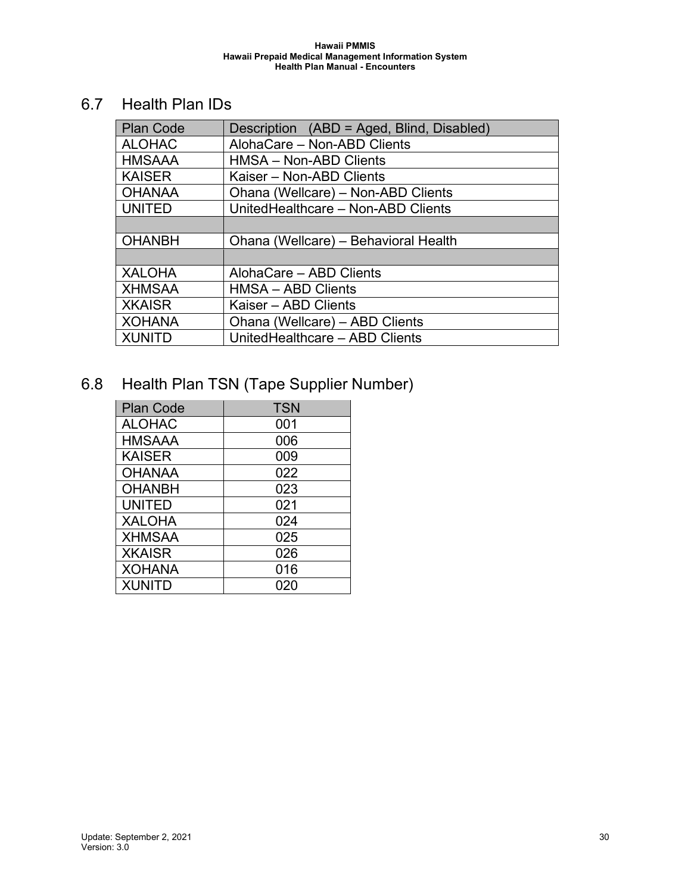## 6.7 Health Plan IDs

| Plan Code | Description (ABD = Aged, Blind, Disabled) |
|---|---|
| ALOHAC | AlohaCare – Non-ABD Clients |
| HMSAAA | HMSA – Non-ABD Clients |
| KAISER | Kaiser – Non-ABD Clients |
| OHANAA | Ohana (Wellcare) – Non-ABD Clients |
| UNITED | UnitedHealthcare – Non-ABD Clients |
| | |
| OHANBH | Ohana (Wellcare) – Behavioral Health |
| | |
| XALOHA | AlohaCare – ABD Clients |
| XHMSAA | HMSA – ABD Clients |
| XKAISR | Kaiser – ABD Clients |
| XOHANA | Ohana (Wellcare) – ABD Clients |
| XUNITD | UnitedHealthcare – ABD Clients |

## 6.8 Health Plan TSN (Tape Supplier Number)

| Plan Code | TSN |
|---|---|
| ALOHAC | 001 |
| HMSAAA | 006 |
| KAISER | 009 |
| OHANAA | 022 |
| OHANBH | 023 |
| UNITED | 021 |
| XALOHA | 024 |
| XHMSAA | 025 |
| XKAISR | 026 |
| XOHANA | 016 |
| XUNITD | 020 |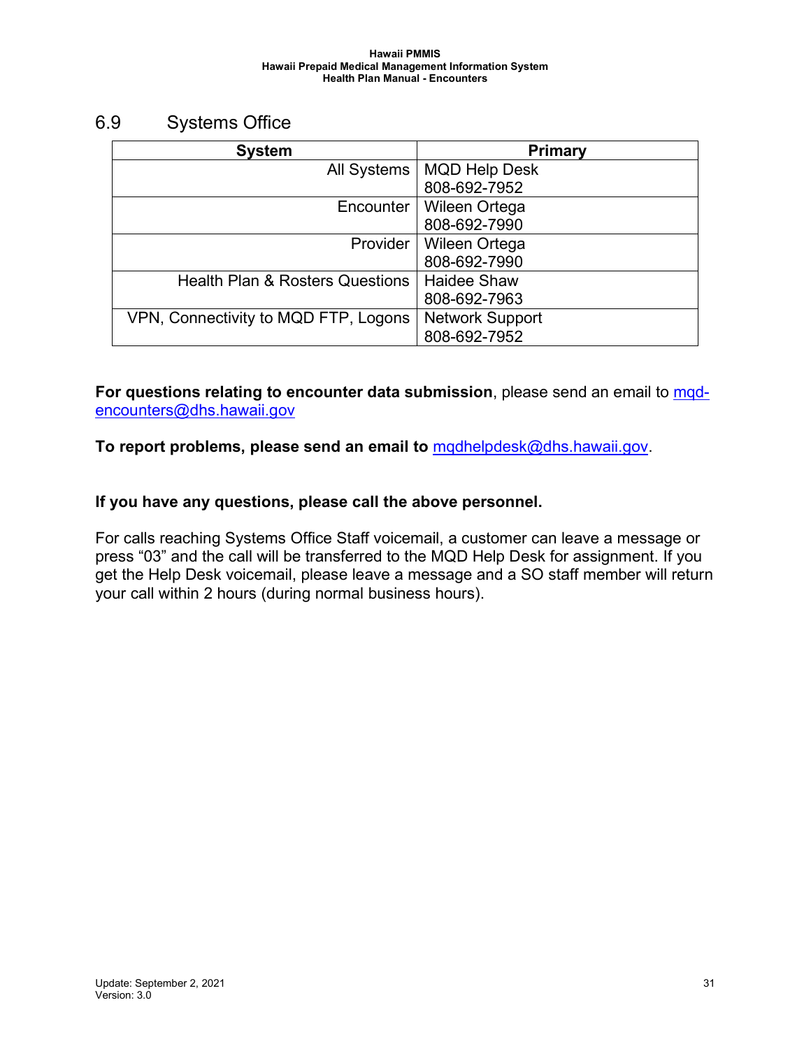## 6.9 Systems Office

| System | Primary |
| --- | --- |
| All Systems | MQD Help Desk<br>808-692-7952 |
| Encounter | Wileen Ortega<br>808-692-7990 |
| Provider | Wileen Ortega<br>808-692-7990 |
| Health Plan & Rosters Questions | Haidee Shaw<br>808-692-7963 |
| VPN, Connectivity to MQD FTP, Logons | Network Support<br>808-692-7952 |

**For questions relating to encounter data submission**, please send an email to mqd-encounters@dhs.hawaii.gov

**To report problems, please send an email to** mqdhelpdesk@dhs.hawaii.gov.

**If you have any questions, please call the above personnel.**

For calls reaching Systems Office Staff voicemail, a customer can leave a message or press “03” and the call will be transferred to the MQD Help Desk for assignment. If you get the Help Desk voicemail, please leave a message and a SO staff member will return your call within 2 hours (during normal business hours).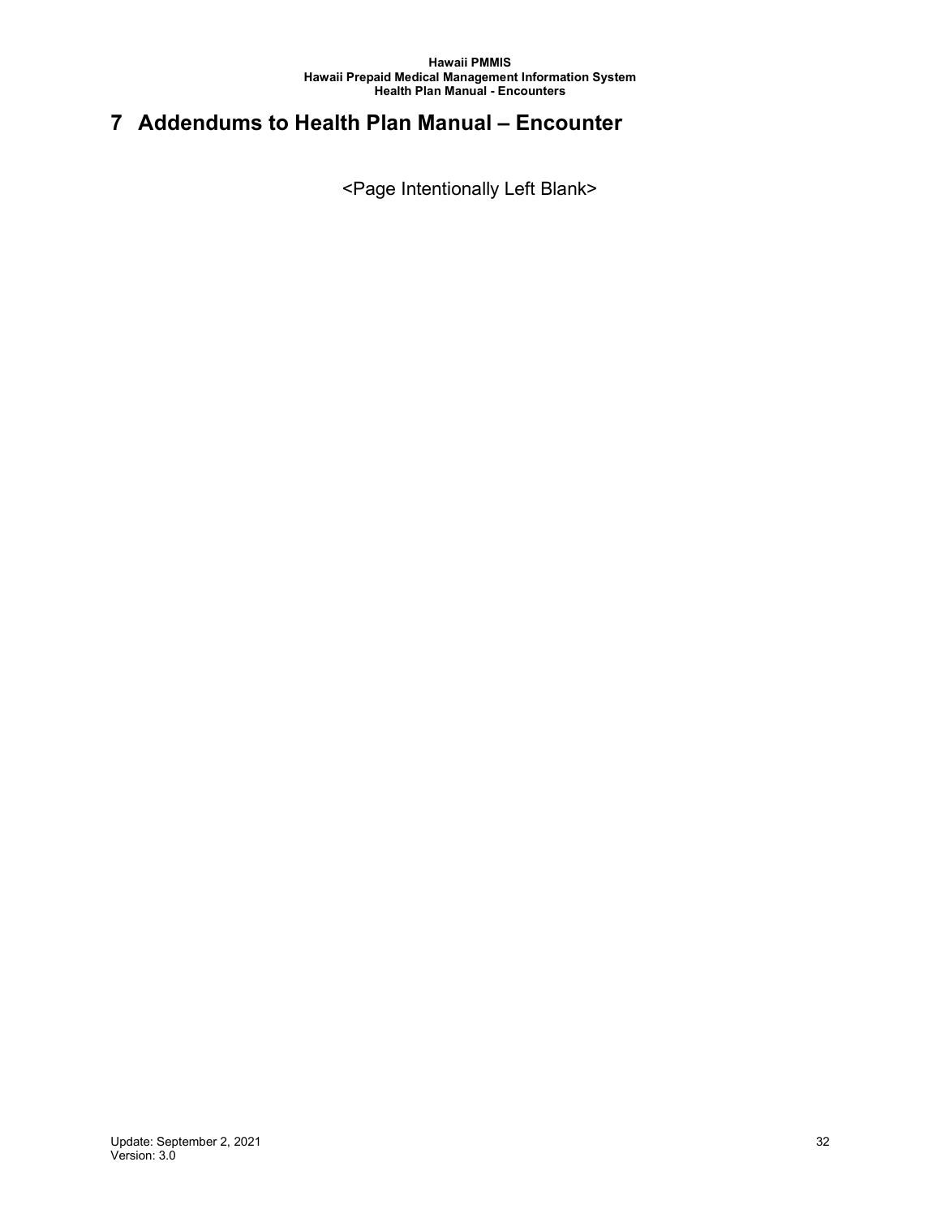# 7 Addendums to Health Plan Manual – Encounter

<Page Intentionally Left Blank>